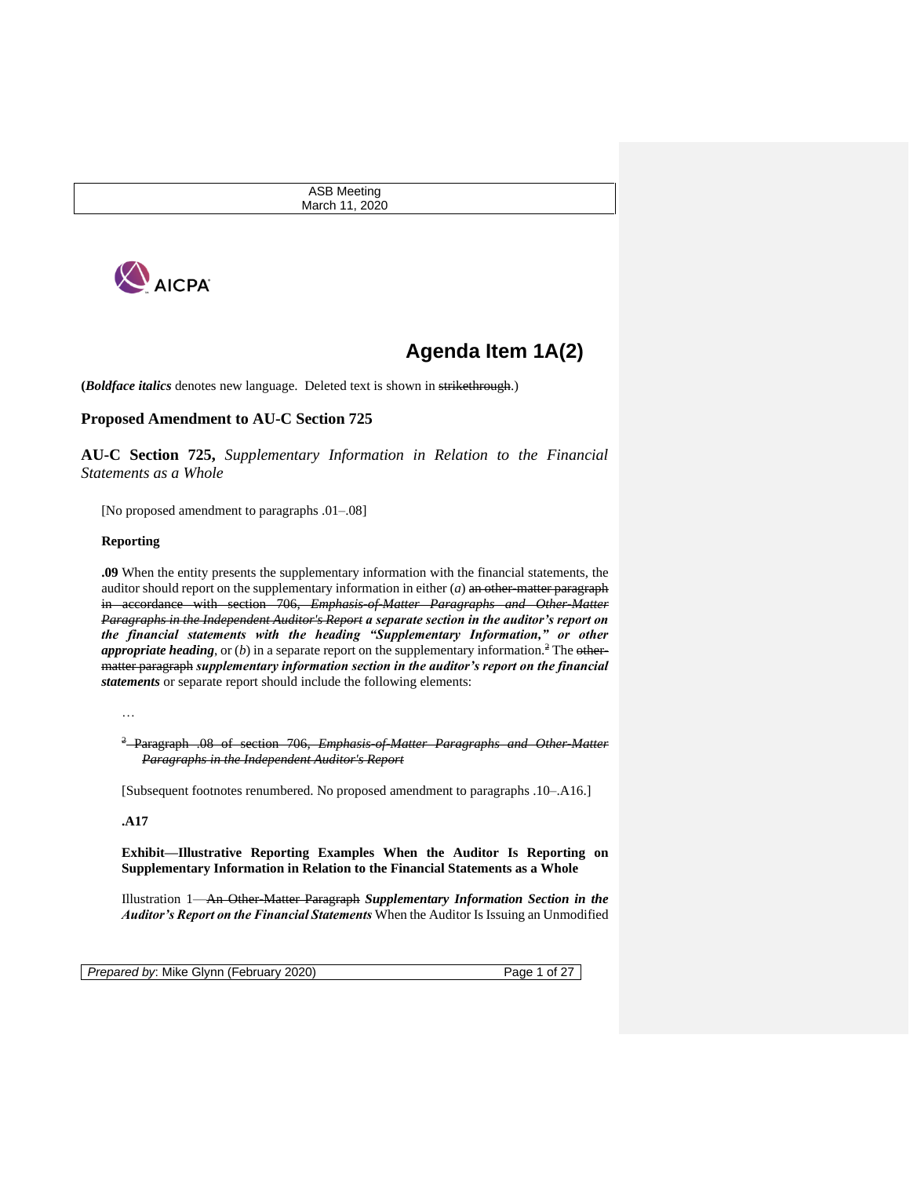ASB Meeting
March 11, 2020

# Agenda Item 1A(2)

(***Boldface italics*** denotes new language. Deleted text is shown in ~~strikethrough~~.)

## Proposed Amendment to AU-C Section 725

**AU-C Section 725,** *Supplementary Information in Relation to the Financial Statements as a Whole*

[No proposed amendment to paragraphs .01–.08]

**Reporting**

**.09** When the entity presents the supplementary information with the financial statements, the auditor should report on the supplementary information in either (*a*) ~~an other-matter paragraph in accordance with section 706, *Emphasis-of-Matter Paragraphs and Other-Matter Paragraphs in the Independent Auditor's Report*~~ ***a separate section in the auditor's report on the financial statements with the heading "Supplementary Information," or other appropriate heading***, or (*b*) in a separate report on the supplementary information.~~[2]~~ The ~~other-matter paragraph~~ ***supplementary information section in the auditor's report on the financial statements*** or separate report should include the following elements:

…

~~[2] Paragraph .08 of section 706, *Emphasis-of-Matter Paragraphs and Other-Matter Paragraphs in the Independent Auditor's Report*~~

[Subsequent footnotes renumbered. No proposed amendment to paragraphs .10–.A16.]

**.A17**

**Exhibit—Illustrative Reporting Examples When the Auditor Is Reporting on Supplementary Information in Relation to the Financial Statements as a Whole**

Illustration 1—~~An Other-Matter Paragraph~~ ***Supplementary Information Section in the Auditor's Report on the Financial Statements*** When the Auditor Is Issuing an Unmodified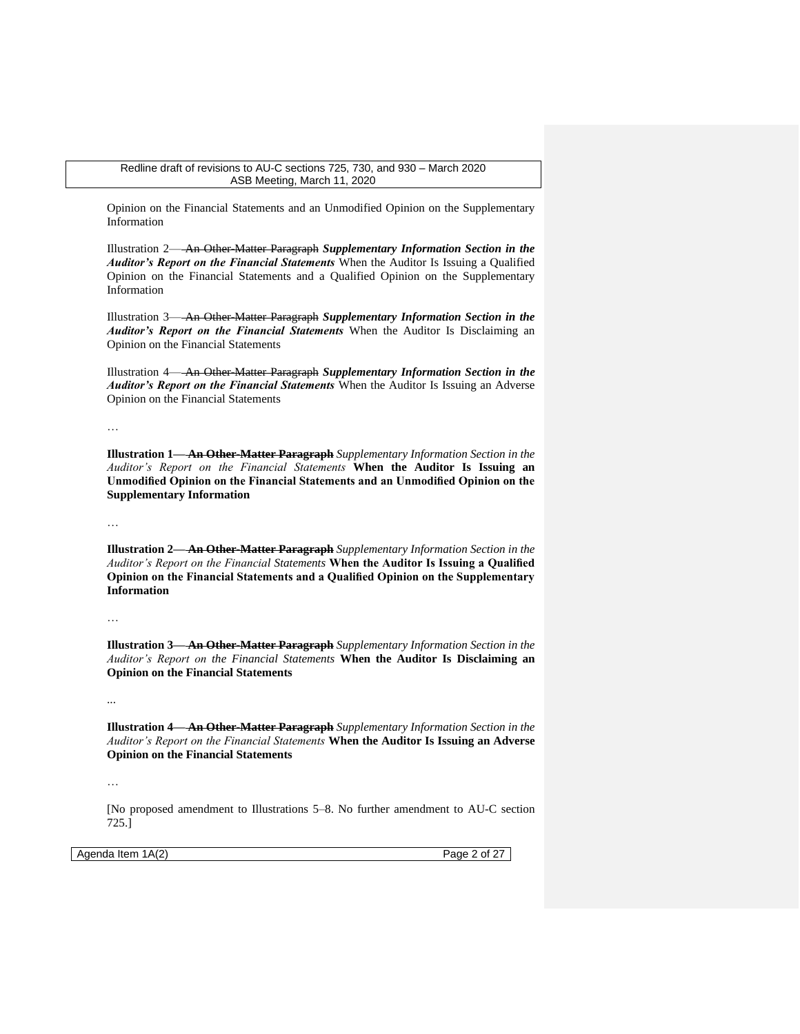Opinion on the Financial Statements and an Unmodified Opinion on the Supplementary Information

Illustration 2—~~An Other-Matter Paragraph~~ ***Supplementary Information Section in the Auditor's Report on the Financial Statements*** When the Auditor Is Issuing a Qualified Opinion on the Financial Statements and a Qualified Opinion on the Supplementary Information

Illustration 3—~~An Other-Matter Paragraph~~ ***Supplementary Information Section in the Auditor's Report on the Financial Statements*** When the Auditor Is Disclaiming an Opinion on the Financial Statements

Illustration 4—~~An Other-Matter Paragraph~~ ***Supplementary Information Section in the Auditor's Report on the Financial Statements*** When the Auditor Is Issuing an Adverse Opinion on the Financial Statements

…

**Illustration 1—~~An Other-Matter Paragraph~~** *Supplementary Information Section in the Auditor's Report on the Financial Statements* **When the Auditor Is Issuing an Unmodified Opinion on the Financial Statements and an Unmodified Opinion on the Supplementary Information**

…

**Illustration 2—~~An Other-Matter Paragraph~~** *Supplementary Information Section in the Auditor's Report on the Financial Statements* **When the Auditor Is Issuing a Qualified Opinion on the Financial Statements and a Qualified Opinion on the Supplementary Information**

…

**Illustration 3—~~An Other-Matter Paragraph~~** *Supplementary Information Section in the Auditor's Report on the Financial Statements* **When the Auditor Is Disclaiming an Opinion on the Financial Statements**

...

**Illustration 4—~~An Other-Matter Paragraph~~** *Supplementary Information Section in the Auditor's Report on the Financial Statements* **When the Auditor Is Issuing an Adverse Opinion on the Financial Statements**

…

[No proposed amendment to Illustrations 5–8. No further amendment to AU-C section 725.]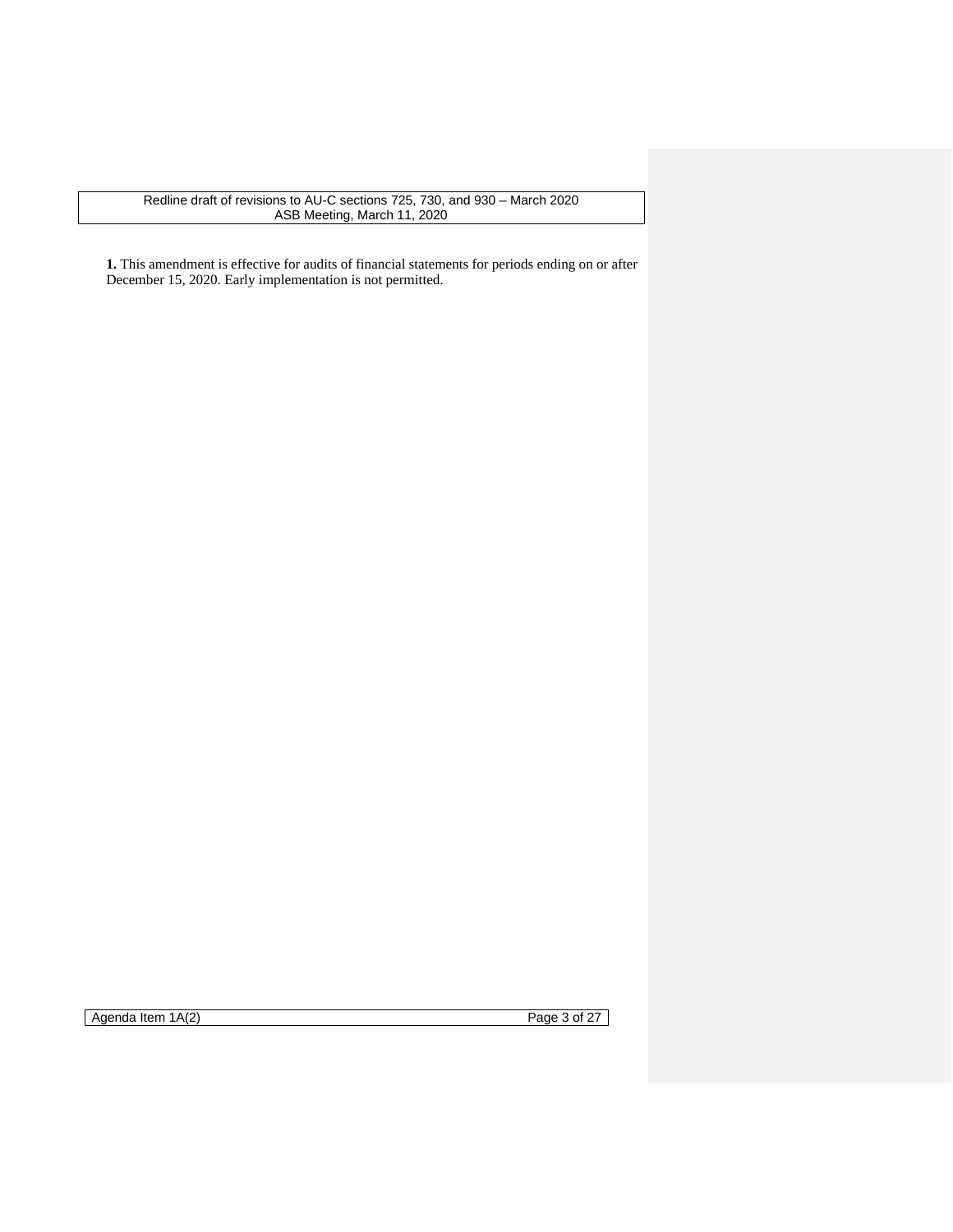**1.** This amendment is effective for audits of financial statements for periods ending on or after December 15, 2020. Early implementation is not permitted.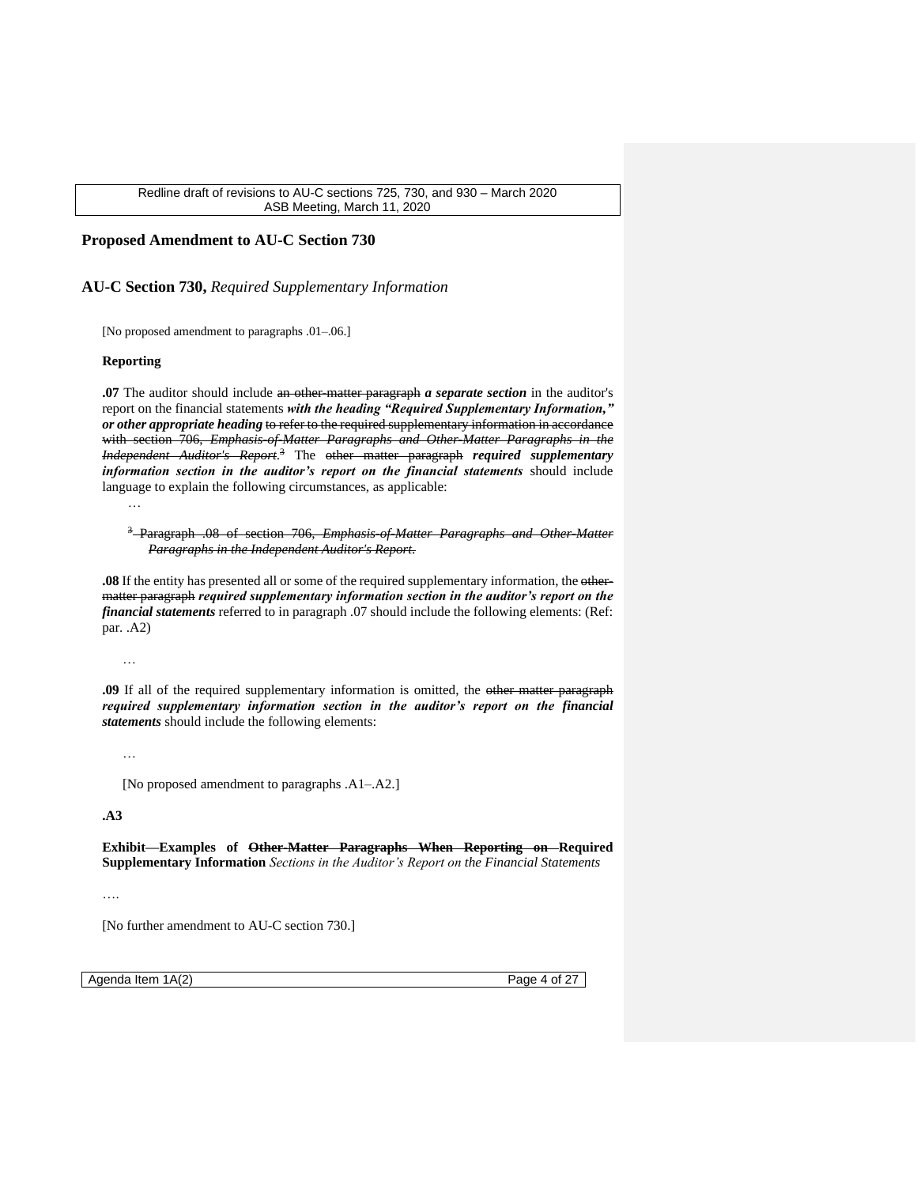## Proposed Amendment to AU-C Section 730

### AU-C Section 730, *Required Supplementary Information*

[No proposed amendment to paragraphs .01–.06.]

**Reporting**

**.07** The auditor should include ~~an other-matter paragraph~~ ***a separate section*** in the auditor's report on the financial statements ***with the heading "Required Supplementary Information," or other appropriate heading*** ~~to refer to the required supplementary information in accordance with section 706, *Emphasis-of-Matter Paragraphs and Other-Matter Paragraphs in the Independent Auditor's Report*.~~~~[3]~~ The ~~other matter paragraph~~ ***required supplementary information section in the auditor's report on the financial statements*** should include language to explain the following circumstances, as applicable:

…

~~[3] Paragraph .08 of section 706, *Emphasis-of-Matter Paragraphs and Other-Matter Paragraphs in the Independent Auditor's Report*.~~

**.08** If the entity has presented all or some of the required supplementary information, the ~~other-matter paragraph~~ ***required supplementary information section in the auditor's report on the financial statements*** referred to in paragraph .07 should include the following elements: (Ref: par. .A2)

…

**.09** If all of the required supplementary information is omitted, the ~~other matter paragraph~~ ***required supplementary information section in the auditor's report on the financial statements*** should include the following elements:

…

[No proposed amendment to paragraphs .A1–.A2.]

**.A3**

**Exhibit—Examples of ~~Other-Matter Paragraphs When Reporting on~~ Required Supplementary Information** *Sections in the Auditor's Report on the Financial Statements*

….

[No further amendment to AU-C section 730.]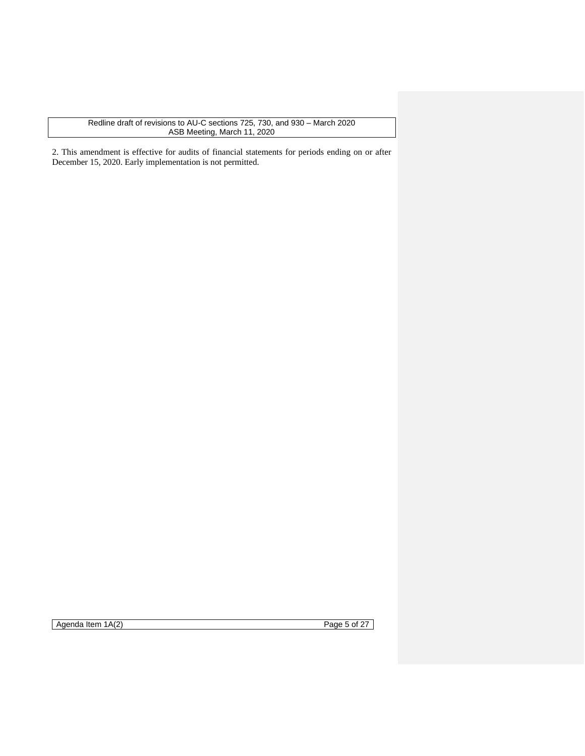2. This amendment is effective for audits of financial statements for periods ending on or after December 15, 2020. Early implementation is not permitted.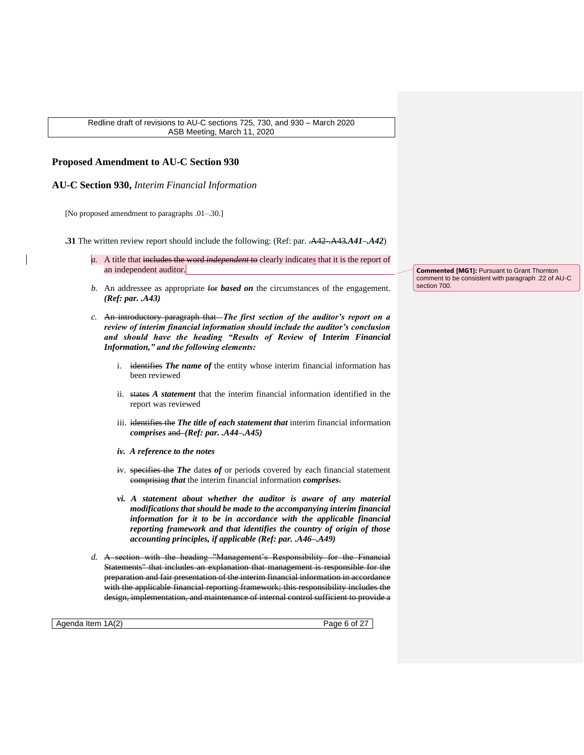## Proposed Amendment to AU-C Section 930

### AU-C Section 930, *Interim Financial Information*

[No proposed amendment to paragraphs .01–.30.]

**.31** The written review report should include the following: (Ref: par. ~~.A42–.A43~~***.A41–.A42***)

*a.* A title that ~~includes the word *independent* to~~ clearly indicates that it is the report of an independent auditor.

> **Commented [MG1]:** Pursuant to Grant Thornton comment to be consistent with paragraph .22 of AU-C section 700.

*b.* An addressee as appropriate ~~for~~ ***based on*** the circumstances of the engagement. ***(Ref: par. .A43)***

*c.* ~~An introductory paragraph that~~ ***The first section of the auditor's report on a review of interim financial information should include the auditor's conclusion and should have the heading "Results of Review of Interim Financial Information," and the following elements:***

i. ~~identifies~~ ***The name of*** the entity whose interim financial information has been reviewed

ii. ~~states~~ ***A statement*** that the interim financial information identified in the report was reviewed

iii. ~~identifies the~~ ***The title of each statement that*** interim financial information ***comprises*** ~~and~~ ***(Ref: par. .A44–.A45)***

***iv. A reference to the notes***

~~iv.~~ ~~specifies the~~ ***The*** date***s of*** or period***s*** covered by each financial statement ~~comprising~~ ***that*** the interim financial information ***comprises***~~.~~

***vi. A statement about whether the auditor is aware of any material modifications that should be made to the accompanying interim financial information for it to be in accordance with the applicable financial reporting framework and that identifies the country of origin of those accounting principles, if applicable (Ref: par. .A46–.A49)***

*d.* ~~A section with the heading "Management's Responsibility for the Financial Statements" that includes an explanation that management is responsible for the preparation and fair presentation of the interim financial information in accordance with the applicable financial reporting framework; this responsibility includes the design, implementation, and maintenance of internal control sufficient to provide a~~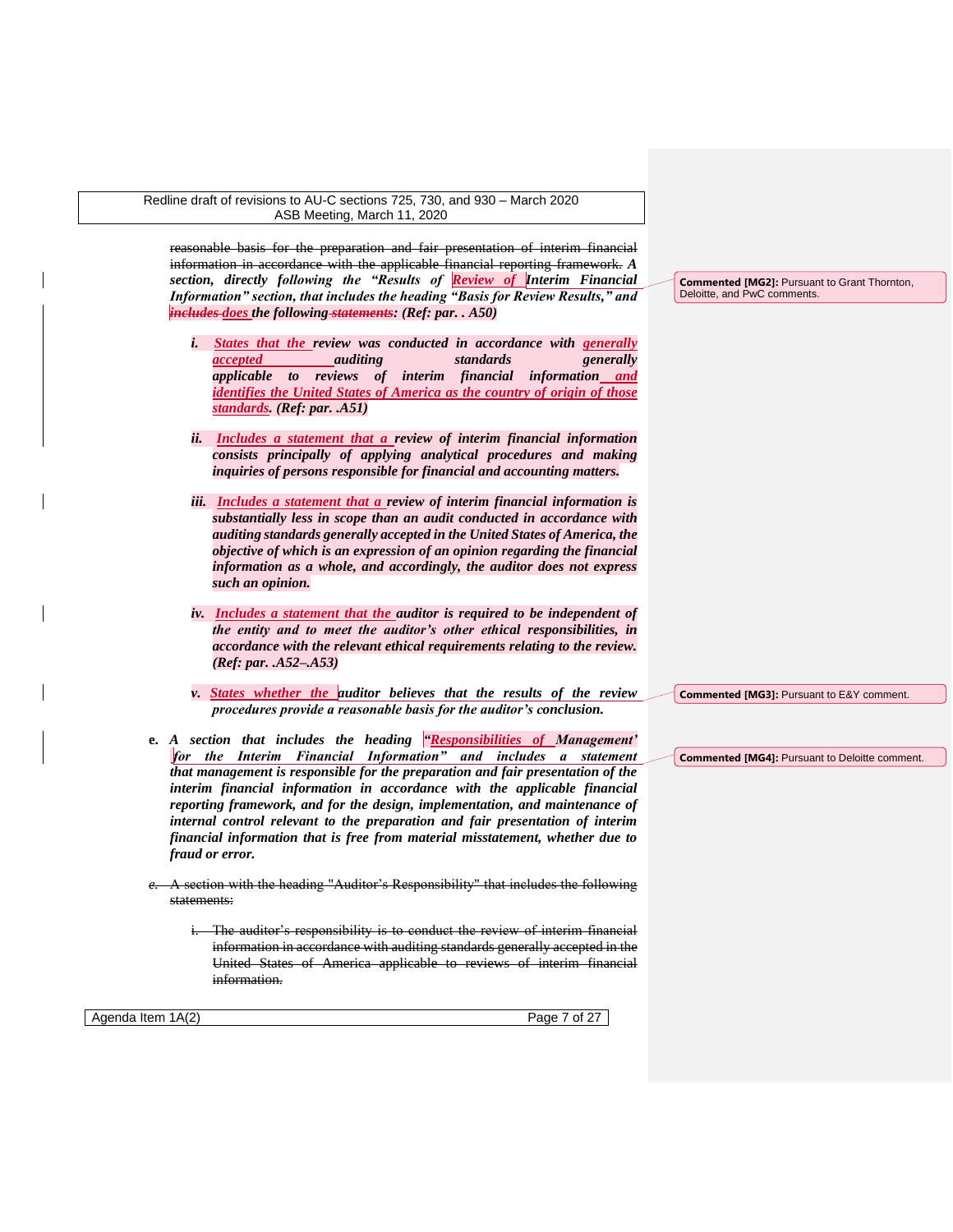~~reasonable basis for the preparation and fair presentation of interim financial information in accordance with the applicable financial reporting framework.~~ ***A section, directly following the "Results of Review of Interim Financial Information" section, that includes the heading "Basis for Review Results," and ~~includes~~ does the following ~~statements~~: (Ref: par. .A50)***

> **Commented [MG2]:** Pursuant to Grant Thornton, Deloitte, and PwC comments.

- ***i.*** ***States that the review was conducted in accordance with generally accepted auditing standards generally applicable to reviews of interim financial information and identifies the United States of America as the country of origin of those standards. (Ref: par. .A51)***

- ***ii.*** ***Includes a statement that a review of interim financial information consists principally of applying analytical procedures and making inquiries of persons responsible for financial and accounting matters.***

- ***iii.*** ***Includes a statement that a review of interim financial information is substantially less in scope than an audit conducted in accordance with auditing standards generally accepted in the United States of America, the objective of which is an expression of an opinion regarding the financial information as a whole, and accordingly, the auditor does not express such an opinion.***

- ***iv.*** ***Includes a statement that the auditor is required to be independent of the entity and to meet the auditor's other ethical responsibilities, in accordance with the relevant ethical requirements relating to the review. (Ref: par. .A52–.A53)***

- ***v.*** ***States whether the auditor believes that the results of the review procedures provide a reasonable basis for the auditor's conclusion.***

> **Commented [MG3]:** Pursuant to E&Y comment.

**e.** ***A section that includes the heading "Responsibilities of Management' for the Interim Financial Information" and includes a statement that management is responsible for the preparation and fair presentation of the interim financial information in accordance with the applicable financial reporting framework, and for the design, implementation, and maintenance of internal control relevant to the preparation and fair presentation of interim financial information that is free from material misstatement, whether due to fraud or error.***

> **Commented [MG4]:** Pursuant to Deloitte comment.

~~*e.* A section with the heading "Auditor's Responsibility" that includes the following statements:~~

- ~~i. The auditor's responsibility is to conduct the review of interim financial information in accordance with auditing standards generally accepted in the United States of America applicable to reviews of interim financial information.~~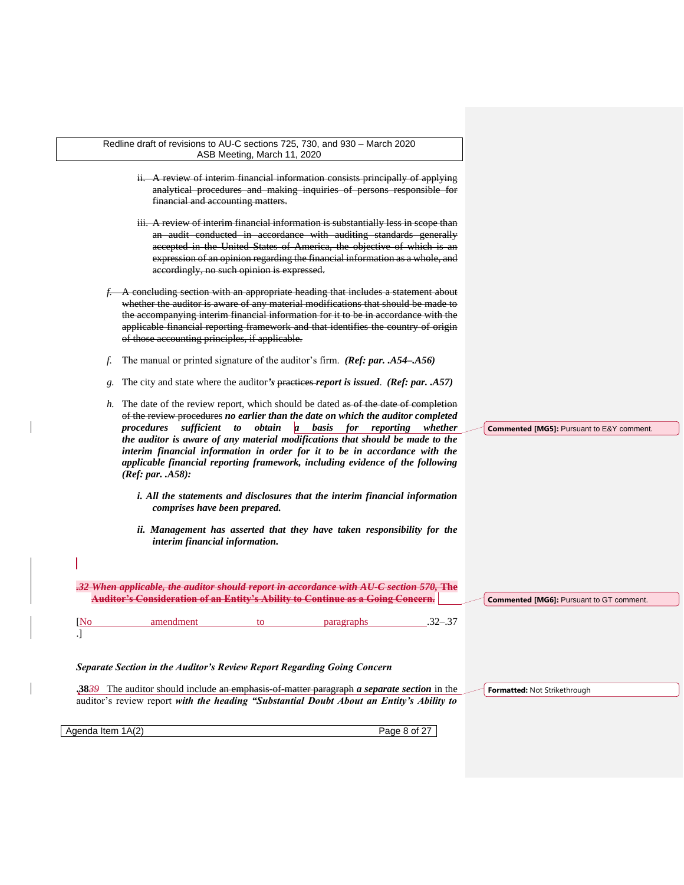ii. ~~A review of interim financial information consists principally of applying analytical procedures and making inquiries of persons responsible for financial and accounting matters.~~

iii. ~~A review of interim financial information is substantially less in scope than an audit conducted in accordance with auditing standards generally accepted in the United States of America, the objective of which is an expression of an opinion regarding the financial information as a whole, and accordingly, no such opinion is expressed.~~

*f.* ~~A concluding section with an appropriate heading that includes a statement about whether the auditor is aware of any material modifications that should be made to the accompanying interim financial information for it to be in accordance with the applicable financial reporting framework and that identifies the country of origin of those accounting principles, if applicable.~~

*f.* The manual or printed signature of the auditor's firm. ***(Ref: par. .A54–.A56)***

*g.* The city and state where the auditor***'s*** ~~practices~~ ***report is issued***. ***(Ref: par. .A57)***

*h.* The date of the review report, which should be dated ~~as of the date of completion of the review procedures~~ ***no earlier than the date on which the auditor completed procedures sufficient to obtain a basis for reporting whether the auditor is aware of any material modifications that should be made to the interim financial information in order for it to be in accordance with the applicable financial reporting framework, including evidence of the following (Ref: par. .A58):***

***i. All the statements and disclosures that the interim financial information comprises have been prepared.***

***ii. Management has asserted that they have taken responsibility for the interim financial information.***

~~***.32 When applicable, the auditor should report in accordance with AU-C section 570,*** **The Auditor's Consideration of an Entity's Ability to Continue as a Going Concern.**~~

[No amendment to paragraphs .32–.37 .]

***Separate Section in the Auditor's Review Report Regarding Going Concern***

**.38**~~*39*~~ The auditor should include ~~an emphasis-of-matter paragraph~~ ***a separate section*** in the auditor's review report ***with the heading "Substantial Doubt About an Entity's Ability to***

Commented [MG5]: Pursuant to E&Y comment.

Commented [MG6]: Pursuant to GT comment.

Formatted: Not Strikethrough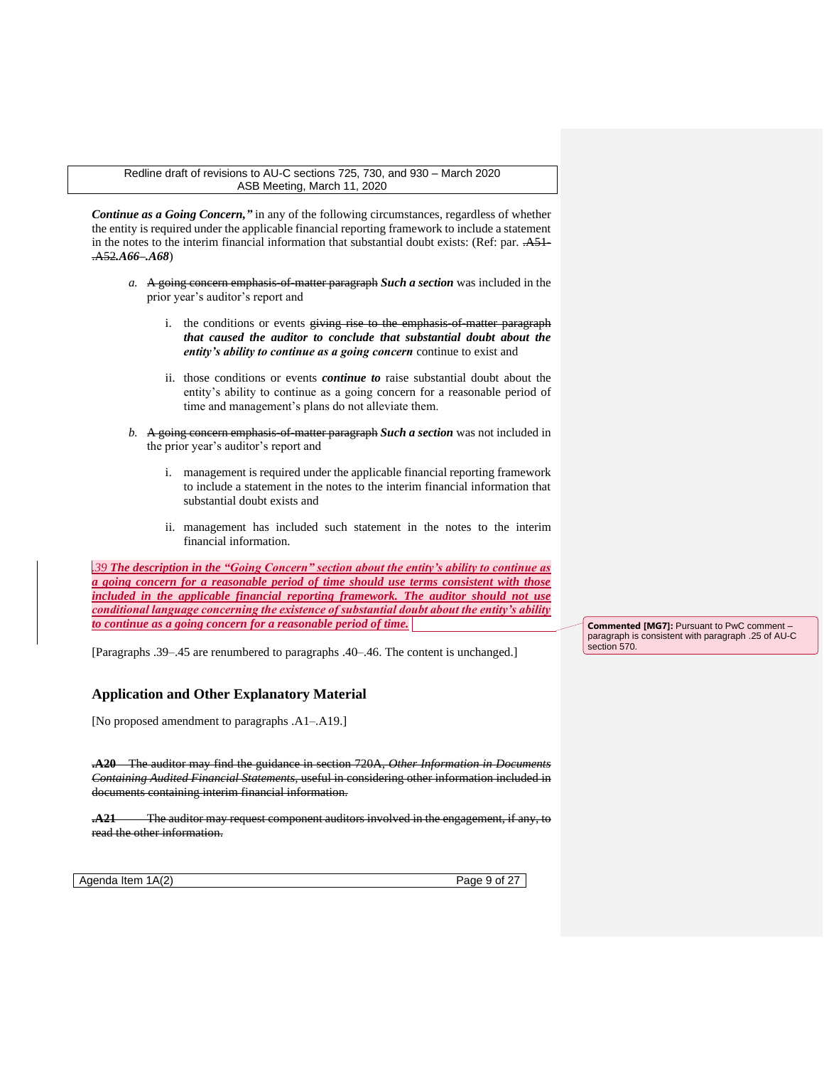***Continue as a Going Concern,"*** in any of the following circumstances, regardless of whether the entity is required under the applicable financial reporting framework to include a statement in the notes to the interim financial information that substantial doubt exists: (Ref: par. ~~.A51-.A52~~.***A66–.A68***)

*a.* ~~A going concern emphasis-of-matter paragraph~~ ***Such a section*** was included in the prior year's auditor's report and

i. the conditions or events ~~giving rise to the emphasis-of-matter paragraph~~ ***that caused the auditor to conclude that substantial doubt about the entity's ability to continue as a going concern*** continue to exist and

ii. those conditions or events ***continue to*** raise substantial doubt about the entity's ability to continue as a going concern for a reasonable period of time and management's plans do not alleviate them.

*b.* ~~A going concern emphasis-of-matter paragraph~~ ***Such a section*** was not included in the prior year's auditor's report and

i. management is required under the applicable financial reporting framework to include a statement in the notes to the interim financial information that substantial doubt exists and

ii. management has included such statement in the notes to the interim financial information.

*.39* ***The description in the "Going Concern" section about the entity's ability to continue as a going concern for a reasonable period of time should use terms consistent with those included in the applicable financial reporting framework. The auditor should not use conditional language concerning the existence of substantial doubt about the entity's ability to continue as a going concern for a reasonable period of time.***

**Commented [MG7]:** Pursuant to PwC comment – paragraph is consistent with paragraph .25 of AU-C section 570.

[Paragraphs .39–.45 are renumbered to paragraphs .40–.46. The content is unchanged.]

## Application and Other Explanatory Material

[No proposed amendment to paragraphs .A1–.A19.]

~~**.A20** The auditor may find the guidance in section 720A, *Other Information in Documents Containing Audited Financial Statements*, useful in considering other information included in documents containing interim financial information.~~

~~**.A21** The auditor may request component auditors involved in the engagement, if any, to read the other information.~~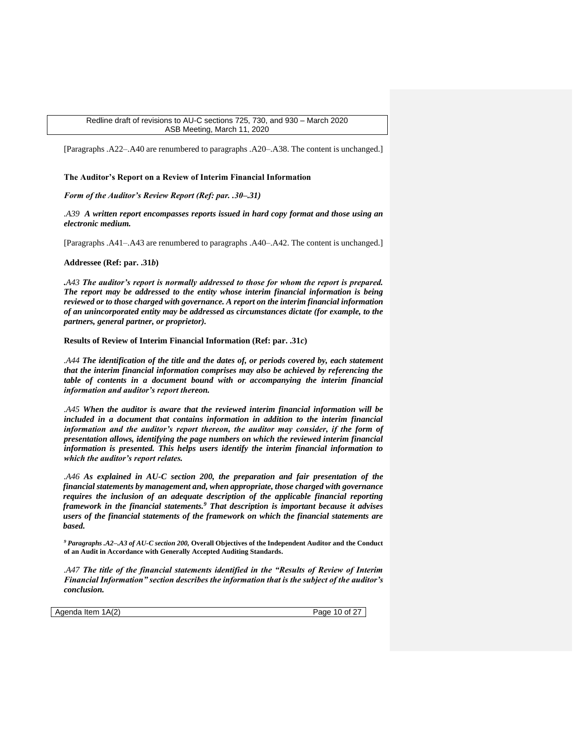[Paragraphs .A22–.A40 are renumbered to paragraphs .A20–.A38. The content is unchanged.]

**The Auditor's Report on a Review of Interim Financial Information**

***Form of the Auditor's Review Report (Ref: par. .30–.31)***

*.A39* ***A written report encompasses reports issued in hard copy format and those using an electronic medium.***

[Paragraphs .A41–.A43 are renumbered to paragraphs .A40–.A42. The content is unchanged.]

**Addressee (Ref: par. .31*b*)**

***.A43 The auditor's report is normally addressed to those for whom the report is prepared. The report may be addressed to the entity whose interim financial information is being reviewed or to those charged with governance. A report on the interim financial information of an unincorporated entity may be addressed as circumstances dictate (for example, to the partners, general partner, or proprietor).***

**Results of Review of Interim Financial Information (Ref: par. .31*c*)**

*.A44* ***The identification of the title and the dates of, or periods covered by, each statement that the interim financial information comprises may also be achieved by referencing the table of contents in a document bound with or accompanying the interim financial information and auditor's report thereon.***

*.A45* ***When the auditor is aware that the reviewed interim financial information will be included in a document that contains information in addition to the interim financial information and the auditor's report thereon, the auditor may consider, if the form of presentation allows, identifying the page numbers on which the reviewed interim financial information is presented. This helps users identify the interim financial information to which the auditor's report relates.***

*.A46* ***As explained in AU-C section 200, the preparation and fair presentation of the financial statements by management and, when appropriate, those charged with governance requires the inclusion of an adequate description of the applicable financial reporting framework in the financial statements.[9] That description is important because it advises users of the financial statements of the framework on which the financial statements are based.***

[9] ***Paragraphs .A2–.A3 of AU-C section 200,*** **Overall Objectives of the Independent Auditor and the Conduct of an Audit in Accordance with Generally Accepted Auditing Standards.**

*.A47* ***The title of the financial statements identified in the "Results of Review of Interim Financial Information" section describes the information that is the subject of the auditor's conclusion.***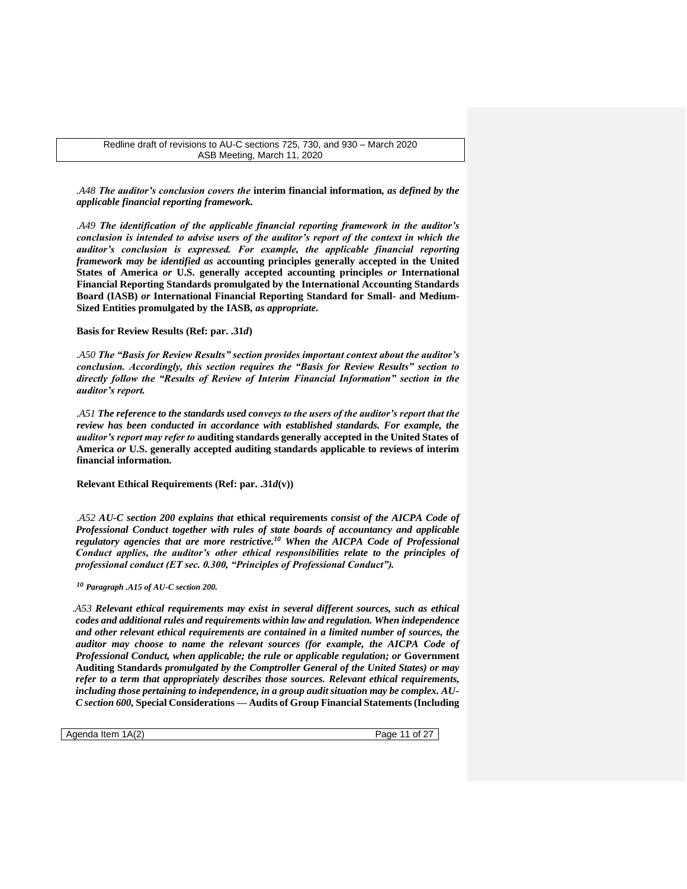*.A48 The auditor's conclusion covers the* **interim financial information***, as defined by the applicable financial reporting framework.*

*.A49 The identification of the applicable financial reporting framework in the auditor's conclusion is intended to advise users of the auditor's report of the context in which the auditor's conclusion is expressed. For example, the applicable financial reporting framework may be identified as* **accounting principles generally accepted in the United States of America** *or* **U.S. generally accepted accounting principles** *or* **International Financial Reporting Standards promulgated by the International Accounting Standards Board (IASB)** *or* **International Financial Reporting Standard for Small- and Medium-Sized Entities promulgated by the IASB***, as appropriate.*

**Basis for Review Results (Ref: par. .31*d*)**

*.A50 The "Basis for Review Results" section provides important context about the auditor's conclusion. Accordingly, this section requires the "Basis for Review Results" section to directly follow the "Results of Review of Interim Financial Information" section in the auditor's report.*

*.A51 The reference to the standards used conveys to the users of the auditor's report that the review has been conducted in accordance with established standards. For example, the auditor's report may refer to* **auditing standards generally accepted in the United States of America** *or* **U.S. generally accepted auditing standards applicable to reviews of interim financial information.**

**Relevant Ethical Requirements (Ref: par. .31*d*(v))**

*.A52 AU-C section 200 explains that* **ethical requirements** *consist of the AICPA Code of Professional Conduct together with rules of state boards of accountancy and applicable regulatory agencies that are more restrictive.[10] When the AICPA Code of Professional Conduct applies, the auditor's other ethical responsibilities relate to the principles of professional conduct (ET sec. 0.300, "Principles of Professional Conduct").*

*[10] Paragraph .A15 of AU-C section 200.*

*.A53 Relevant ethical requirements may exist in several different sources, such as ethical codes and additional rules and requirements within law and regulation. When independence and other relevant ethical requirements are contained in a limited number of sources, the auditor may choose to name the relevant sources (for example, the AICPA Code of Professional Conduct, when applicable; the rule or applicable regulation; or* **Government Auditing Standards** *promulgated by the Comptroller General of the United States) or may refer to a term that appropriately describes those sources. Relevant ethical requirements, including those pertaining to independence, in a group audit situation may be complex. AU-C section 600,* **Special Considerations — Audits of Group Financial Statements (Including**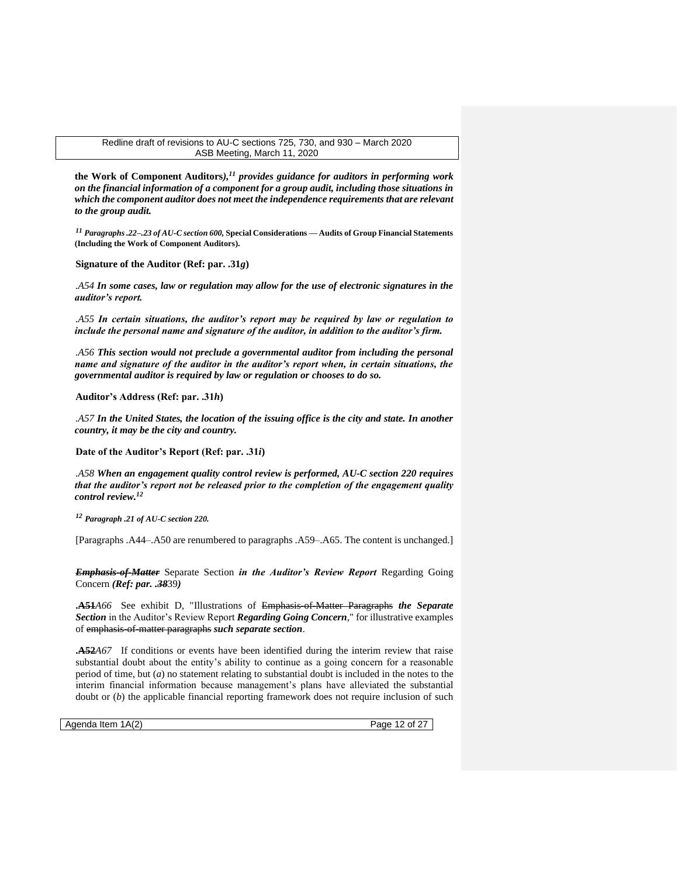**the Work of Component Auditors*),[11] provides guidance for auditors in performing work on the financial information of a component for a group audit, including those situations in which the component auditor does not meet the independence requirements that are relevant to the group audit.***

*[11] Paragraphs .22–.23 of AU-C section 600,* **Special Considerations — Audits of Group Financial Statements (Including the Work of Component Auditors).**

**Signature of the Auditor (Ref: par. .31*g*)**

*.A54* ***In some cases, law or regulation may allow for the use of electronic signatures in the auditor's report.***

*.A55* ***In certain situations, the auditor's report may be required by law or regulation to include the personal name and signature of the auditor, in addition to the auditor's firm.***

*.A56* ***This section would not preclude a governmental auditor from including the personal name and signature of the auditor in the auditor's report when, in certain situations, the governmental auditor is required by law or regulation or chooses to do so.***

**Auditor's Address (Ref: par. .31*h*)**

*.A57* ***In the United States, the location of the issuing office is the city and state. In another country, it may be the city and country.***

**Date of the Auditor's Report (Ref: par. .31*i*)**

*.A58* ***When an engagement quality control review is performed, AU-C section 220 requires that the auditor's report not be released prior to the completion of the engagement quality control review.[12]***

***[12] Paragraph .21 of AU-C section 220.***

[Paragraphs .A44–.A50 are renumbered to paragraphs .A59–.A65. The content is unchanged.]

~~***Emphasis-of-Matter***~~ Separate Section ***in the Auditor's Review Report*** Regarding Going Concern ***(Ref: par. .~~38~~****39****)***

**.~~A51~~***A66* See exhibit D, "Illustrations of ~~Emphasis-of-Matter Paragraphs~~ ***the Separate Section*** in the Auditor's Review Report ***Regarding Going Concern***," for illustrative examples of ~~emphasis-of-matter paragraphs~~ ***such separate section***.

**.~~A52~~***A67* If conditions or events have been identified during the interim review that raise substantial doubt about the entity's ability to continue as a going concern for a reasonable period of time, but (*a*) no statement relating to substantial doubt is included in the notes to the interim financial information because management's plans have alleviated the substantial doubt or (*b*) the applicable financial reporting framework does not require inclusion of such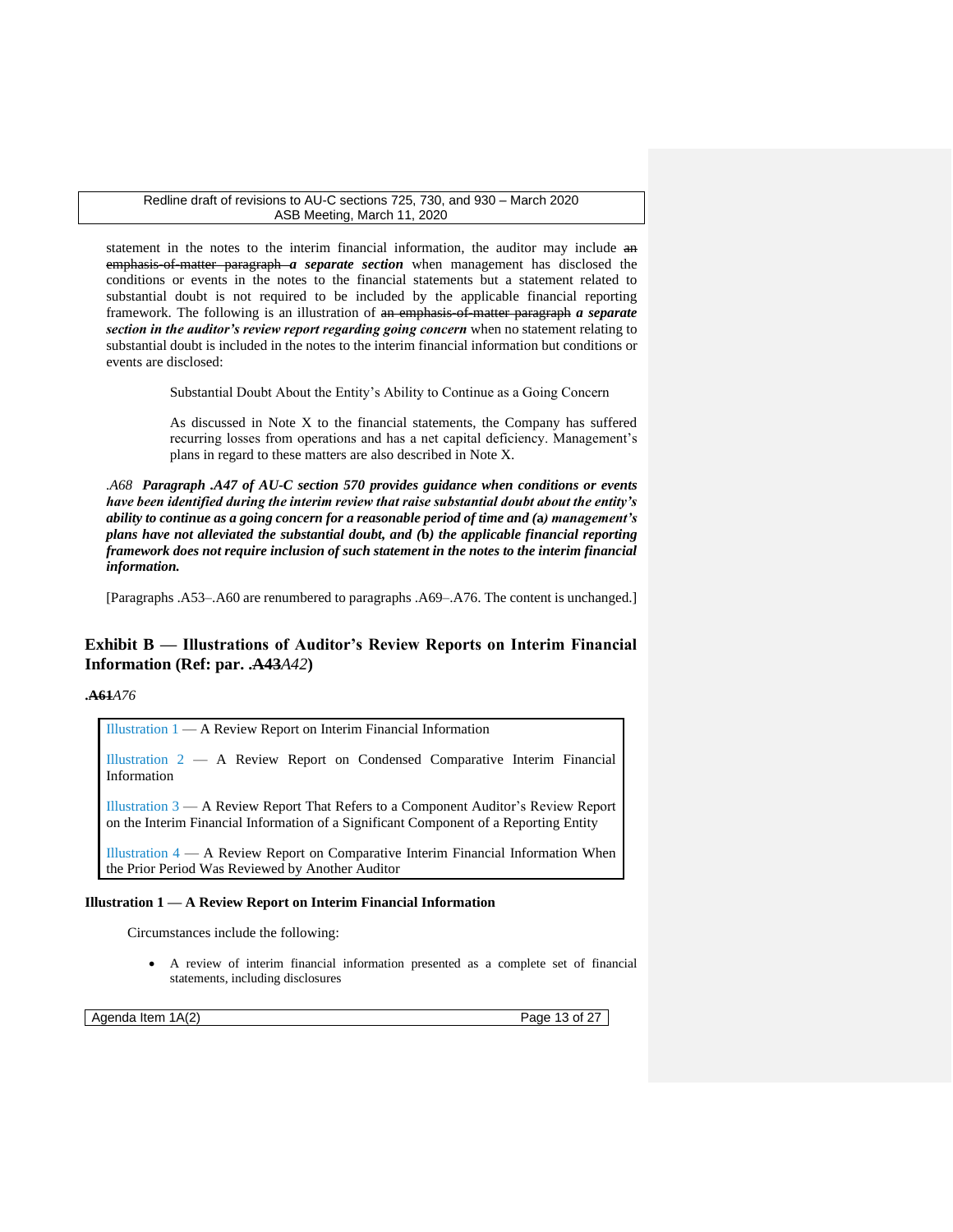statement in the notes to the interim financial information, the auditor may include ~~an emphasis-of-matter paragraph~~ ***a separate section*** when management has disclosed the conditions or events in the notes to the financial statements but a statement related to substantial doubt is not required to be included by the applicable financial reporting framework. The following is an illustration of ~~an emphasis-of-matter paragraph~~ ***a separate section in the auditor's review report regarding going concern*** when no statement relating to substantial doubt is included in the notes to the interim financial information but conditions or events are disclosed:

> Substantial Doubt About the Entity's Ability to Continue as a Going Concern
>
> As discussed in Note X to the financial statements, the Company has suffered recurring losses from operations and has a net capital deficiency. Management's plans in regard to these matters are also described in Note X.

*.A68* ***Paragraph .A47 of AU-C section 570 provides guidance when conditions or events have been identified during the interim review that raise substantial doubt about the entity's ability to continue as a going concern for a reasonable period of time and (a) management's plans have not alleviated the substantial doubt, and (b) the applicable financial reporting framework does not require inclusion of such statement in the notes to the interim financial information.***

[Paragraphs .A53–.A60 are renumbered to paragraphs .A69–.A76. The content is unchanged.]

## Exhibit B — Illustrations of Auditor's Review Reports on Interim Financial Information (Ref: par. .~~A43~~*A42*)

**.~~A61~~***A76*

| |
|---|
| Illustration 1 — A Review Report on Interim Financial Information |
| Illustration 2 — A Review Report on Condensed Comparative Interim Financial Information |
| Illustration 3 — A Review Report That Refers to a Component Auditor's Review Report on the Interim Financial Information of a Significant Component of a Reporting Entity |
| Illustration 4 — A Review Report on Comparative Interim Financial Information When the Prior Period Was Reviewed by Another Auditor |

**Illustration 1 — A Review Report on Interim Financial Information**

Circumstances include the following:

- A review of interim financial information presented as a complete set of financial statements, including disclosures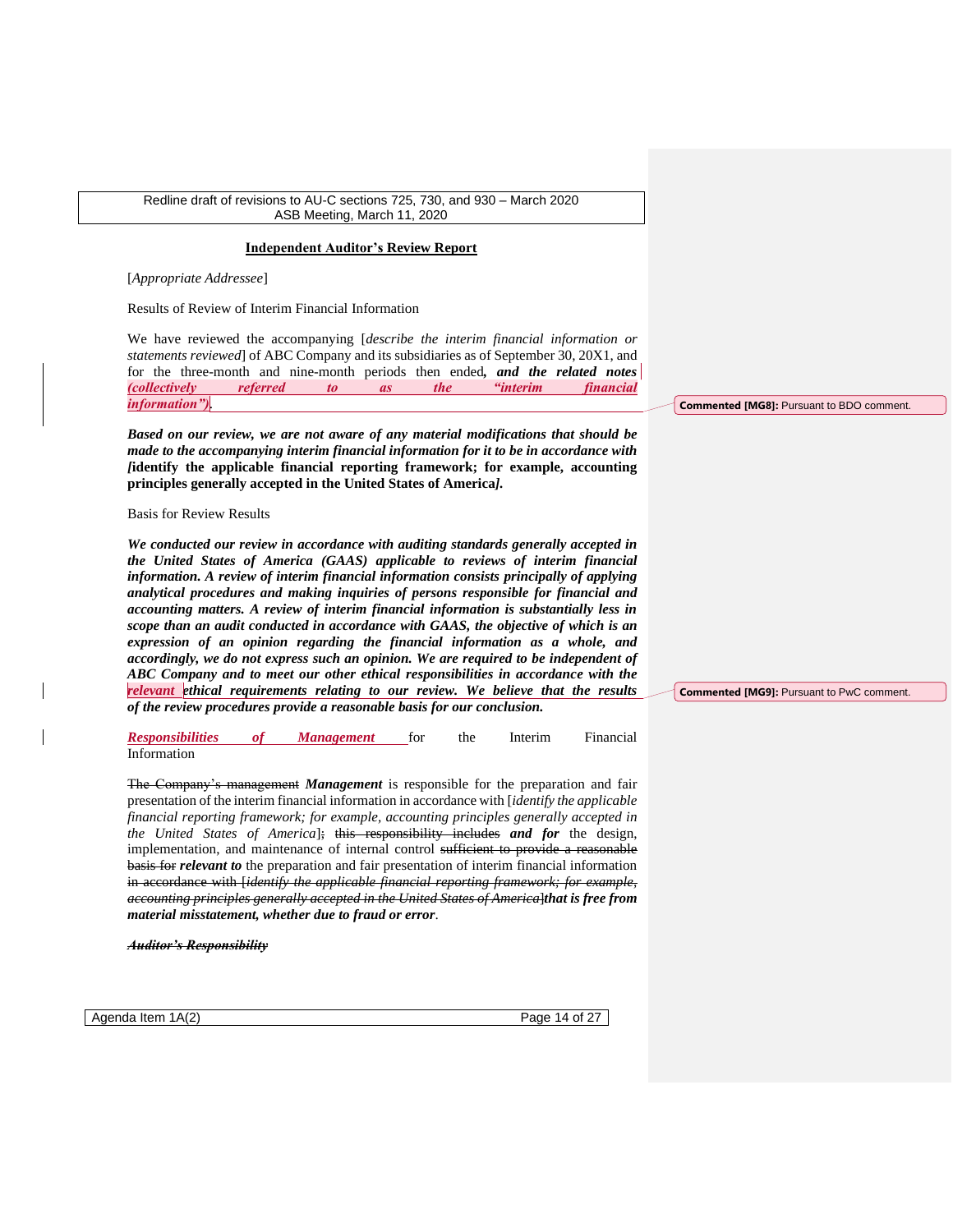**Independent Auditor's Review Report**

[*Appropriate Addressee*]

Results of Review of Interim Financial Information

We have reviewed the accompanying [*describe the interim financial information or statements reviewed*] of ABC Company and its subsidiaries as of September 30, 20X1, and for the three-month and nine-month periods then ended***, and the related notes (collectively referred to as the "interim financial information")***.

***Based on our review, we are not aware of any material modifications that should be made to the accompanying interim financial information for it to be in accordance with [identify the applicable financial reporting framework; for example, accounting principles generally accepted in the United States of America].***

Basis for Review Results

***We conducted our review in accordance with auditing standards generally accepted in the United States of America (GAAS) applicable to reviews of interim financial information. A review of interim financial information consists principally of applying analytical procedures and making inquiries of persons responsible for financial and accounting matters. A review of interim financial information is substantially less in scope than an audit conducted in accordance with GAAS, the objective of which is an expression of an opinion regarding the financial information as a whole, and accordingly, we do not express such an opinion. We are required to be independent of ABC Company and to meet our other ethical responsibilities in accordance with the relevant ethical requirements relating to our review. We believe that the results of the review procedures provide a reasonable basis for our conclusion.***

***Responsibilities of Management*** for the Interim Financial Information

~~The Company's management~~ ***Management*** is responsible for the preparation and fair presentation of the interim financial information in accordance with [*identify the applicable financial reporting framework; for example, accounting principles generally accepted in the United States of America*]~~;~~ ~~this responsibility includes~~ ***and for*** the design, implementation, and maintenance of internal control ~~sufficient to provide a reasonable basis for~~ ***relevant to*** the preparation and fair presentation of interim financial information ~~in accordance with [*identify the applicable financial reporting framework; for example, accounting principles generally accepted in the United States of America*]~~***that is free from material misstatement, whether due to fraud or error***.

~~***Auditor's Responsibility***~~

Commented [MG8]: Pursuant to BDO comment.

Commented [MG9]: Pursuant to PwC comment.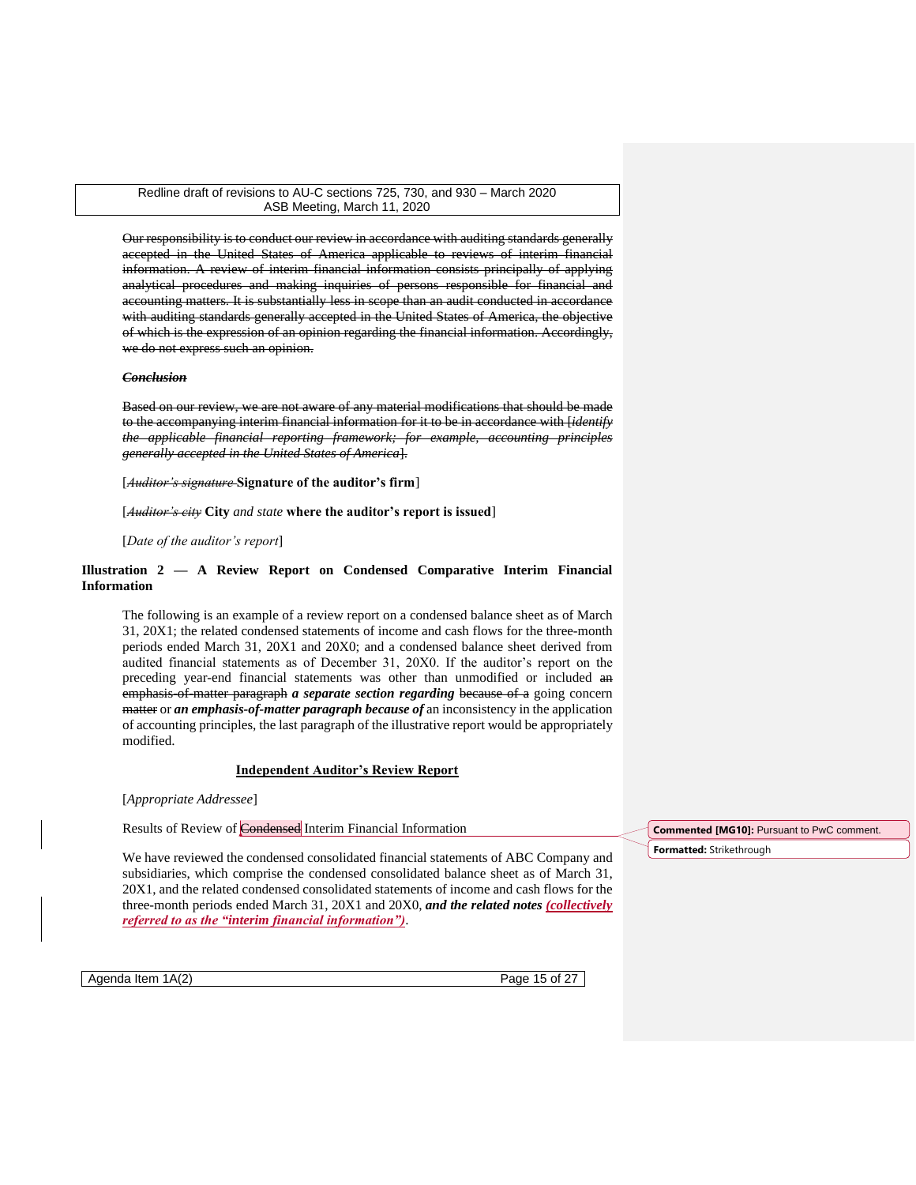~~Our responsibility is to conduct our review in accordance with auditing standards generally accepted in the United States of America applicable to reviews of interim financial information. A review of interim financial information consists principally of applying analytical procedures and making inquiries of persons responsible for financial and accounting matters. It is substantially less in scope than an audit conducted in accordance with auditing standards generally accepted in the United States of America, the objective of which is the expression of an opinion regarding the financial information. Accordingly, we do not express such an opinion.~~

~~***Conclusion***~~

~~Based on our review, we are not aware of any material modifications that should be made to the accompanying interim financial information for it to be in accordance with [*identify the applicable financial reporting framework; for example, accounting principles generally accepted in the United States of America*].~~

[~~*Auditor's signature*~~ **Signature of the auditor's firm**]

[~~*Auditor's city*~~ **City** *and state* **where the auditor's report is issued**]

[*Date of the auditor's report*]

**Illustration 2 — A Review Report on Condensed Comparative Interim Financial Information**

The following is an example of a review report on a condensed balance sheet as of March 31, 20X1; the related condensed statements of income and cash flows for the three-month periods ended March 31, 20X1 and 20X0; and a condensed balance sheet derived from audited financial statements as of December 31, 20X0. If the auditor's report on the preceding year-end financial statements was other than unmodified or included ~~an emphasis-of-matter paragraph~~ ***a separate section regarding*** ~~because of a~~ going concern ~~matter~~ or ***an emphasis-of-matter paragraph because of*** an inconsistency in the application of accounting principles, the last paragraph of the illustrative report would be appropriately modified.

**Independent Auditor's Review Report**

[*Appropriate Addressee*]

Results of Review of ~~Condensed~~ Interim Financial Information

We have reviewed the condensed consolidated financial statements of ABC Company and subsidiaries, which comprise the condensed consolidated balance sheet as of March 31, 20X1, and the related condensed consolidated statements of income and cash flows for the three-month periods ended March 31, 20X1 and 20X0, ***and the related notes*** ***(collectively referred to as the "interim financial information")***.

Commented [MG10]: Pursuant to PwC comment.

Formatted: Strikethrough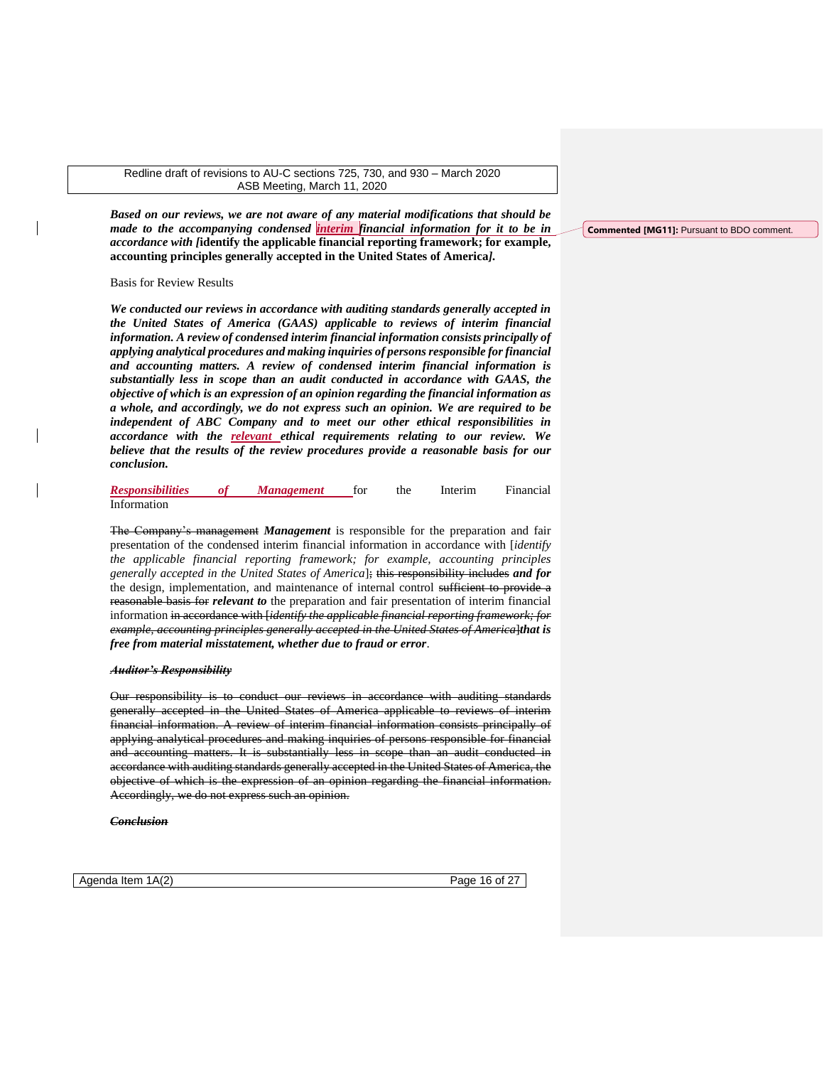***Based on our reviews, we are not aware of any material modifications that should be made to the accompanying condensed interim financial information for it to be in accordance with [*identify the applicable financial reporting framework; for example, accounting principles generally accepted in the United States of America*].***

Commented [MG11]: Pursuant to BDO comment.

Basis for Review Results

***We conducted our reviews in accordance with auditing standards generally accepted in the United States of America (GAAS) applicable to reviews of interim financial information. A review of condensed interim financial information consists principally of applying analytical procedures and making inquiries of persons responsible for financial and accounting matters. A review of condensed interim financial information is substantially less in scope than an audit conducted in accordance with GAAS, the objective of which is an expression of an opinion regarding the financial information as a whole, and accordingly, we do not express such an opinion. We are required to be independent of ABC Company and to meet our other ethical responsibilities in accordance with the relevant ethical requirements relating to our review. We believe that the results of the review procedures provide a reasonable basis for our conclusion.***

***Responsibilities of Management*** for the Interim Financial Information

~~The Company's management~~ ***Management*** is responsible for the preparation and fair presentation of the condensed interim financial information in accordance with [*identify the applicable financial reporting framework; for example, accounting principles generally accepted in the United States of America*]~~; this responsibility includes~~ ***and for*** the design, implementation, and maintenance of internal control ~~sufficient to provide a reasonable basis for~~ ***relevant to*** the preparation and fair presentation of interim financial information ~~in accordance with [*identify the applicable financial reporting framework; for example, accounting principles generally accepted in the United States of America*]~~***that is free from material misstatement, whether due to fraud or error***.

~~***Auditor's Responsibility***~~

~~Our responsibility is to conduct our reviews in accordance with auditing standards generally accepted in the United States of America applicable to reviews of interim financial information. A review of interim financial information consists principally of applying analytical procedures and making inquiries of persons responsible for financial and accounting matters. It is substantially less in scope than an audit conducted in accordance with auditing standards generally accepted in the United States of America, the objective of which is the expression of an opinion regarding the financial information. Accordingly, we do not express such an opinion.~~

~~***Conclusion***~~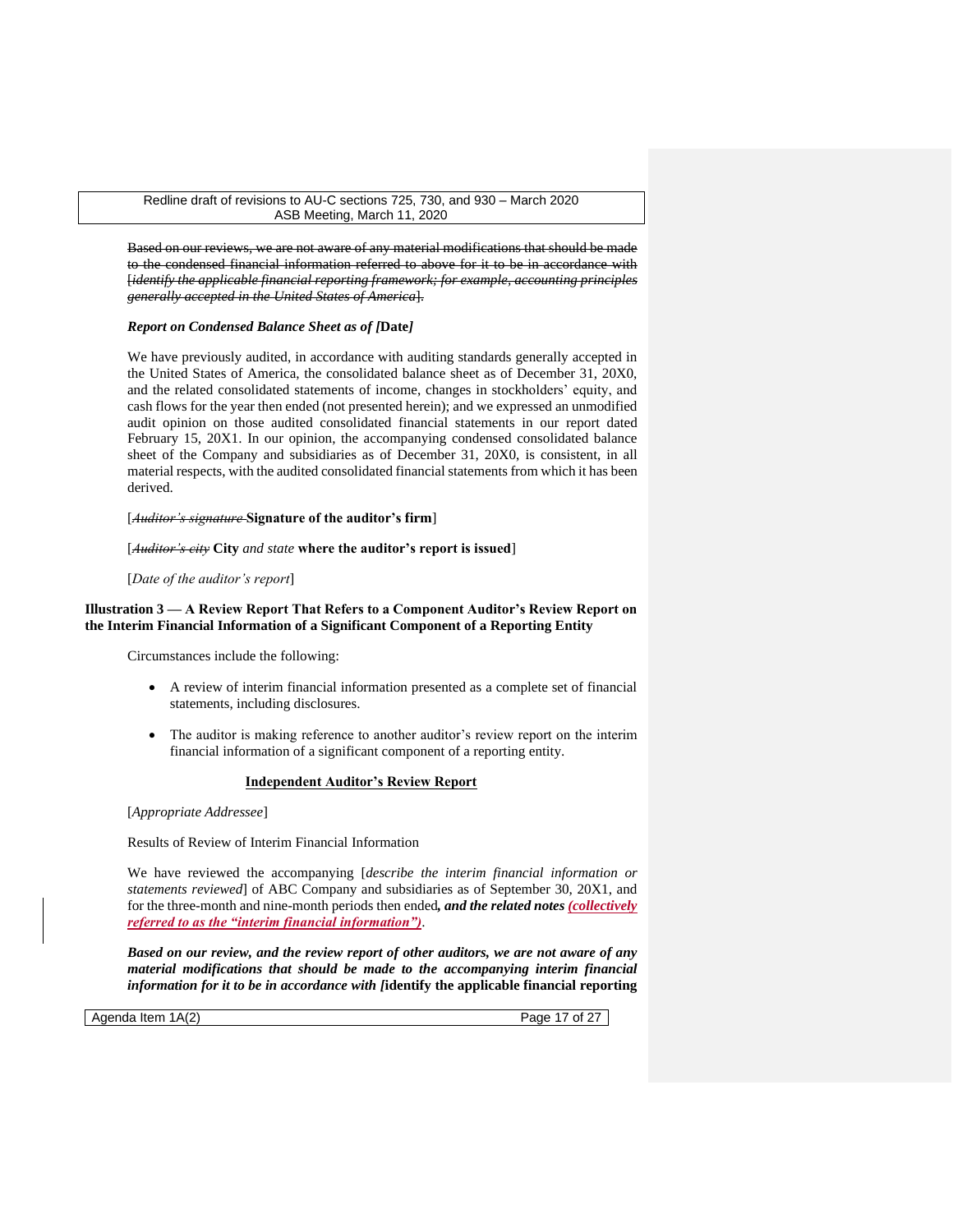~~Based on our reviews, we are not aware of any material modifications that should be made to the condensed financial information referred to above for it to be in accordance with [*identify the applicable financial reporting framework; for example, accounting principles generally accepted in the United States of America*].~~

***Report on Condensed Balance Sheet as of [*****Date*****]***

We have previously audited, in accordance with auditing standards generally accepted in the United States of America, the consolidated balance sheet as of December 31, 20X0, and the related consolidated statements of income, changes in stockholders' equity, and cash flows for the year then ended (not presented herein); and we expressed an unmodified audit opinion on those audited consolidated financial statements in our report dated February 15, 20X1. In our opinion, the accompanying condensed consolidated balance sheet of the Company and subsidiaries as of December 31, 20X0, is consistent, in all material respects, with the audited consolidated financial statements from which it has been derived.

[~~*Auditor's signature*~~ **Signature of the auditor's firm**]

[~~*Auditor's city*~~ **City** *and state* **where the auditor's report is issued**]

[*Date of the auditor's report*]

**Illustration 3 — A Review Report That Refers to a Component Auditor's Review Report on the Interim Financial Information of a Significant Component of a Reporting Entity**

Circumstances include the following:

- A review of interim financial information presented as a complete set of financial statements, including disclosures.
- The auditor is making reference to another auditor's review report on the interim financial information of a significant component of a reporting entity.

**Independent Auditor's Review Report**

[*Appropriate Addressee*]

Results of Review of Interim Financial Information

We have reviewed the accompanying [*describe the interim financial information or statements reviewed*] of ABC Company and subsidiaries as of September 30, 20X1, and for the three-month and nine-month periods then ended***, and the related notes*** ***(collectively referred to as the "interim financial information")***.

***Based on our review, and the review report of other auditors, we are not aware of any material modifications that should be made to the accompanying interim financial information for it to be in accordance with [*****identify the applicable financial reporting**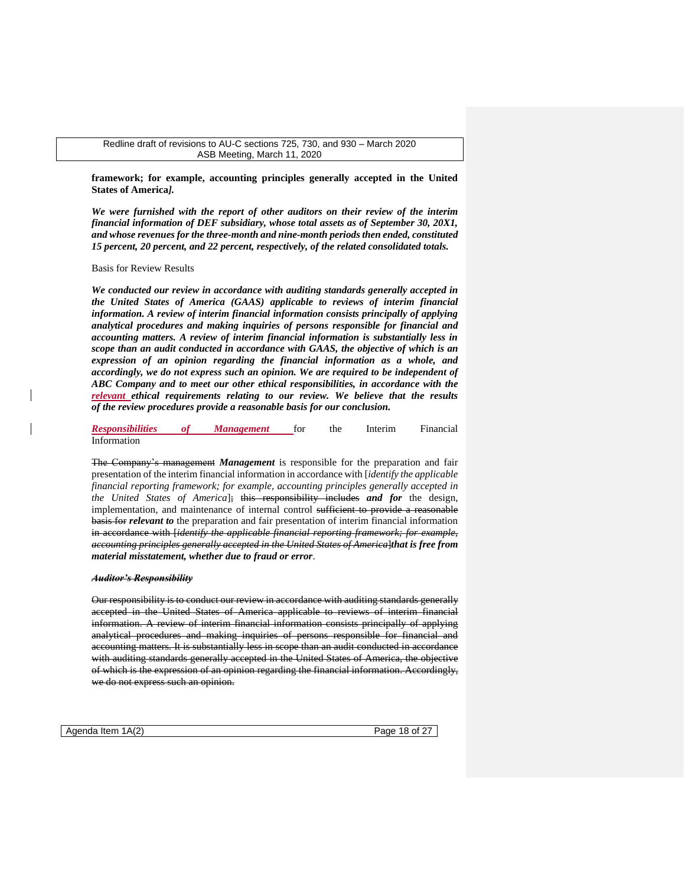**framework; for example, accounting principles generally accepted in the United States of America*].***

***We were furnished with the report of other auditors on their review of the interim financial information of DEF subsidiary, whose total assets as of September 30, 20X1, and whose revenues for the three-month and nine-month periods then ended, constituted 15 percent, 20 percent, and 22 percent, respectively, of the related consolidated totals.***

Basis for Review Results

***We conducted our review in accordance with auditing standards generally accepted in the United States of America (GAAS) applicable to reviews of interim financial information. A review of interim financial information consists principally of applying analytical procedures and making inquiries of persons responsible for financial and accounting matters. A review of interim financial information is substantially less in scope than an audit conducted in accordance with GAAS, the objective of which is an expression of an opinion regarding the financial information as a whole, and accordingly, we do not express such an opinion. We are required to be independent of ABC Company and to meet our other ethical responsibilities, in accordance with the relevant ethical requirements relating to our review. We believe that the results of the review procedures provide a reasonable basis for our conclusion.***

***Responsibilities of Management*** for the Interim Financial Information

~~The Company's management~~ ***Management*** is responsible for the preparation and fair presentation of the interim financial information in accordance with [*identify the applicable financial reporting framework; for example, accounting principles generally accepted in the United States of America*]~~; this responsibility includes~~ ***and for*** the design, implementation, and maintenance of internal control ~~sufficient to provide a reasonable basis for~~ ***relevant to*** the preparation and fair presentation of interim financial information ~~in accordance with [*identify the applicable financial reporting framework; for example, accounting principles generally accepted in the United States of America*]~~***that is free from material misstatement, whether due to fraud or error***.

~~***Auditor's Responsibility***~~

~~Our responsibility is to conduct our review in accordance with auditing standards generally accepted in the United States of America applicable to reviews of interim financial information. A review of interim financial information consists principally of applying analytical procedures and making inquiries of persons responsible for financial and accounting matters. It is substantially less in scope than an audit conducted in accordance with auditing standards generally accepted in the United States of America, the objective of which is the expression of an opinion regarding the financial information. Accordingly, we do not express such an opinion.~~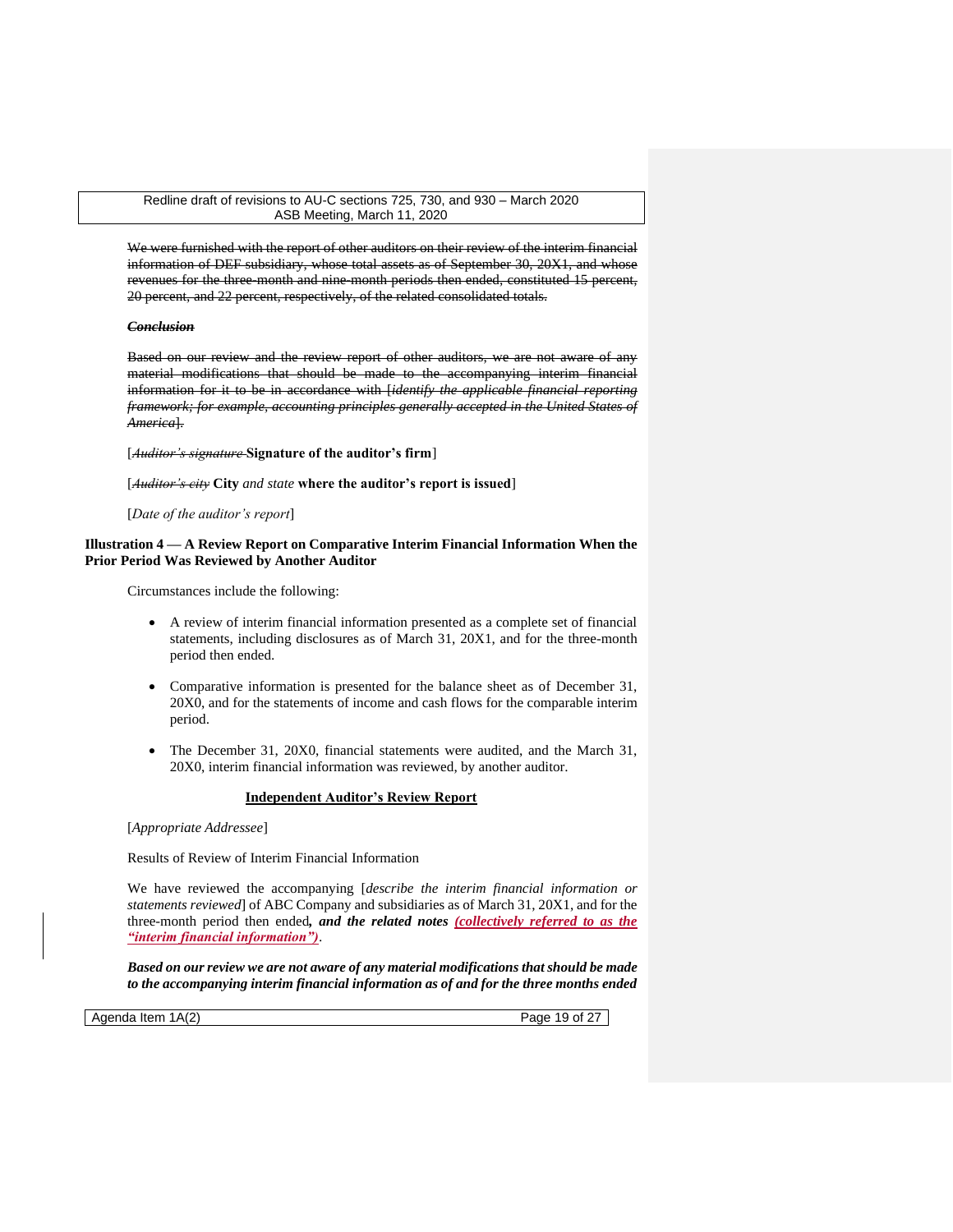~~We were furnished with the report of other auditors on their review of the interim financial information of DEF subsidiary, whose total assets as of September 30, 20X1, and whose revenues for the three-month and nine-month periods then ended, constituted 15 percent, 20 percent, and 22 percent, respectively, of the related consolidated totals.~~

***~~Conclusion~~***

~~Based on our review and the review report of other auditors, we are not aware of any material modifications that should be made to the accompanying interim financial information for it to be in accordance with [*identify the applicable financial reporting framework; for example, accounting principles generally accepted in the United States of America*].~~

[~~*Auditor's signature*~~ **Signature of the auditor's firm**]

[~~*Auditor's city*~~ **City** *and state* **where the auditor's report is issued**]

[*Date of the auditor's report*]

**Illustration 4 — A Review Report on Comparative Interim Financial Information When the Prior Period Was Reviewed by Another Auditor**

Circumstances include the following:

- A review of interim financial information presented as a complete set of financial statements, including disclosures as of March 31, 20X1, and for the three-month period then ended.
- Comparative information is presented for the balance sheet as of December 31, 20X0, and for the statements of income and cash flows for the comparable interim period.
- The December 31, 20X0, financial statements were audited, and the March 31, 20X0, interim financial information was reviewed, by another auditor.

**Independent Auditor's Review Report**

[*Appropriate Addressee*]

Results of Review of Interim Financial Information

We have reviewed the accompanying [*describe the interim financial information or statements reviewed*] of ABC Company and subsidiaries as of March 31, 20X1, and for the three-month period then ended***, and the related notes*** ***(collectively referred to as the "interim financial information")***.

***Based on our review we are not aware of any material modifications that should be made to the accompanying interim financial information as of and for the three months ended***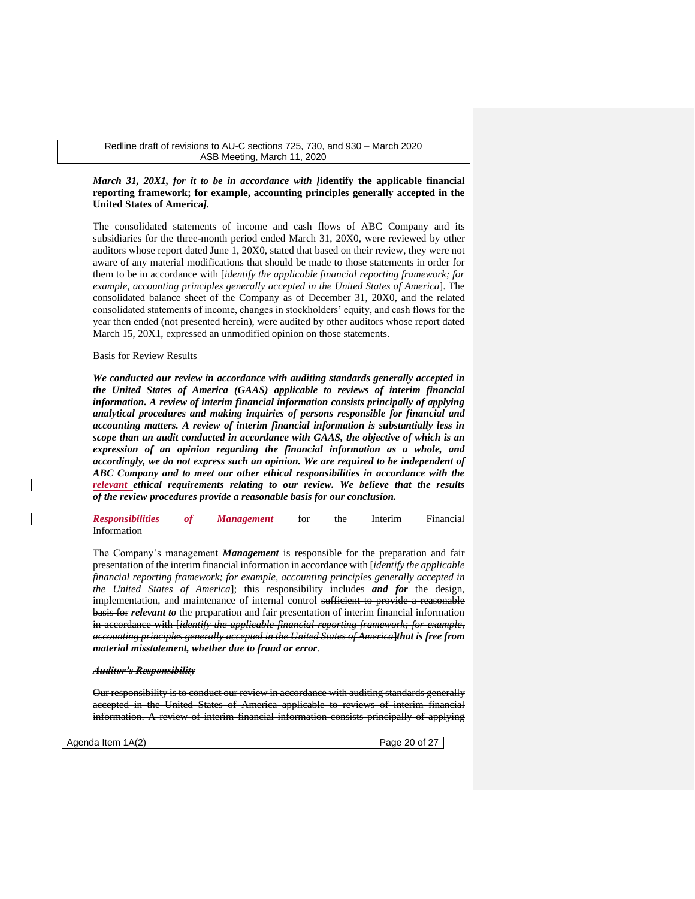***March 31, 20X1, for it to be in accordance with [*identify the applicable financial reporting framework; for example, accounting principles generally accepted in the United States of America*].***

The consolidated statements of income and cash flows of ABC Company and its subsidiaries for the three-month period ended March 31, 20X0, were reviewed by other auditors whose report dated June 1, 20X0, stated that based on their review, they were not aware of any material modifications that should be made to those statements in order for them to be in accordance with [*identify the applicable financial reporting framework; for example, accounting principles generally accepted in the United States of America*]. The consolidated balance sheet of the Company as of December 31, 20X0, and the related consolidated statements of income, changes in stockholders' equity, and cash flows for the year then ended (not presented herein), were audited by other auditors whose report dated March 15, 20X1, expressed an unmodified opinion on those statements.

Basis for Review Results

***We conducted our review in accordance with auditing standards generally accepted in the United States of America (GAAS) applicable to reviews of interim financial information. A review of interim financial information consists principally of applying analytical procedures and making inquiries of persons responsible for financial and accounting matters. A review of interim financial information is substantially less in scope than an audit conducted in accordance with GAAS, the objective of which is an expression of an opinion regarding the financial information as a whole, and accordingly, we do not express such an opinion. We are required to be independent of ABC Company and to meet our other ethical responsibilities in accordance with the relevant ethical requirements relating to our review. We believe that the results of the review procedures provide a reasonable basis for our conclusion.***

***Responsibilities of Management*** for the Interim Financial Information

~~The Company's management~~ ***Management*** is responsible for the preparation and fair presentation of the interim financial information in accordance with [*identify the applicable financial reporting framework; for example, accounting principles generally accepted in the United States of America*]~~; this responsibility includes~~ ***and for*** the design, implementation, and maintenance of internal control ~~sufficient to provide a reasonable basis for~~ ***relevant to*** the preparation and fair presentation of interim financial information ~~in accordance with [*identify the applicable financial reporting framework; for example, accounting principles generally accepted in the United States of America*]~~***that is free from material misstatement, whether due to fraud or error***.

~~***Auditor's Responsibility***~~

~~Our responsibility is to conduct our review in accordance with auditing standards generally accepted in the United States of America applicable to reviews of interim financial information. A review of interim financial information consists principally of applying~~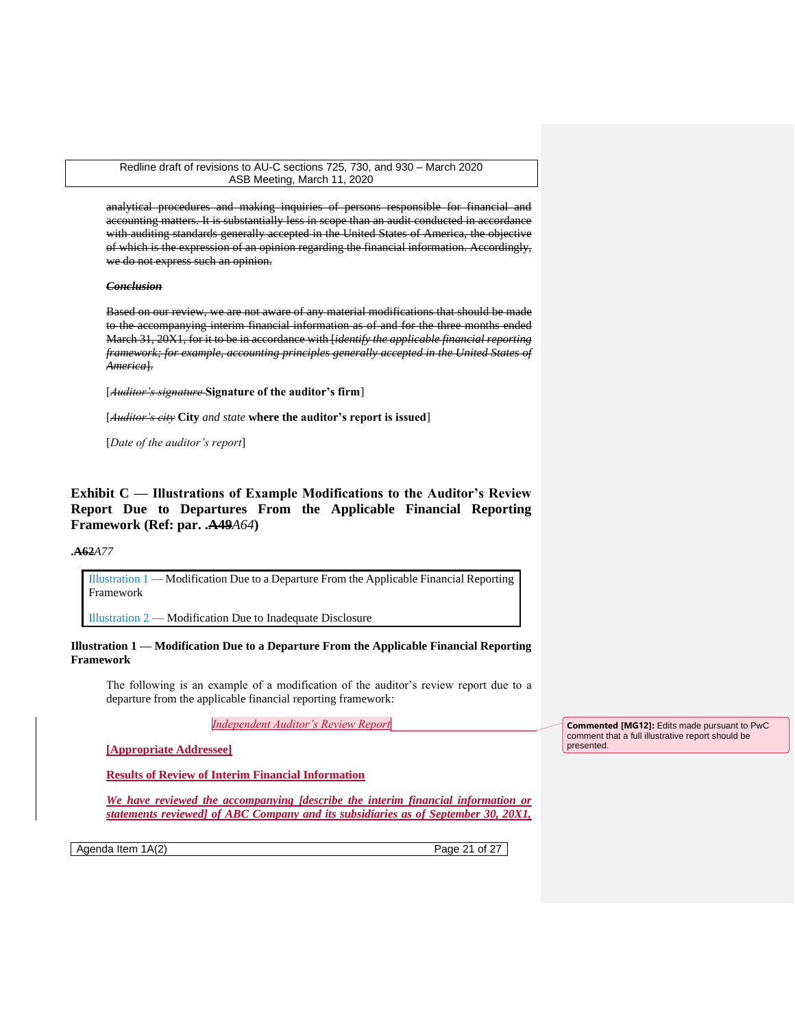~~analytical procedures and making inquiries of persons responsible for financial and accounting matters. It is substantially less in scope than an audit conducted in accordance with auditing standards generally accepted in the United States of America, the objective of which is the expression of an opinion regarding the financial information. Accordingly, we do not express such an opinion.~~

~~***Conclusion***~~

~~Based on our review, we are not aware of any material modifications that should be made to the accompanying interim financial information as of and for the three months ended March 31, 20X1, for it to be in accordance with [*identify the applicable financial reporting framework; for example, accounting principles generally accepted in the United States of America*].~~

[~~*Auditor's signature*~~ **Signature of the auditor's firm**]

[~~*Auditor's city*~~ **City** *and state* **where the auditor's report is issued**]

[*Date of the auditor's report*]

## Exhibit C — Illustrations of Example Modifications to the Auditor's Review Report Due to Departures From the Applicable Financial Reporting Framework (Ref: par. .~~A49~~*A64*)

**.~~A62~~***A77*

Illustration 1 — Modification Due to a Departure From the Applicable Financial Reporting Framework

Illustration 2 — Modification Due to Inadequate Disclosure

**Illustration 1 — Modification Due to a Departure From the Applicable Financial Reporting Framework**

The following is an example of a modification of the auditor's review report due to a departure from the applicable financial reporting framework:

*Independent Auditor's Review Report*

Commented [MG12]: Edits made pursuant to PwC comment that a full illustrative report should be presented.

**[Appropriate Addressee]**

**Results of Review of Interim Financial Information**

***We have reviewed the accompanying [describe the interim financial information or statements reviewed] of ABC Company and its subsidiaries as of September 30, 20X1,***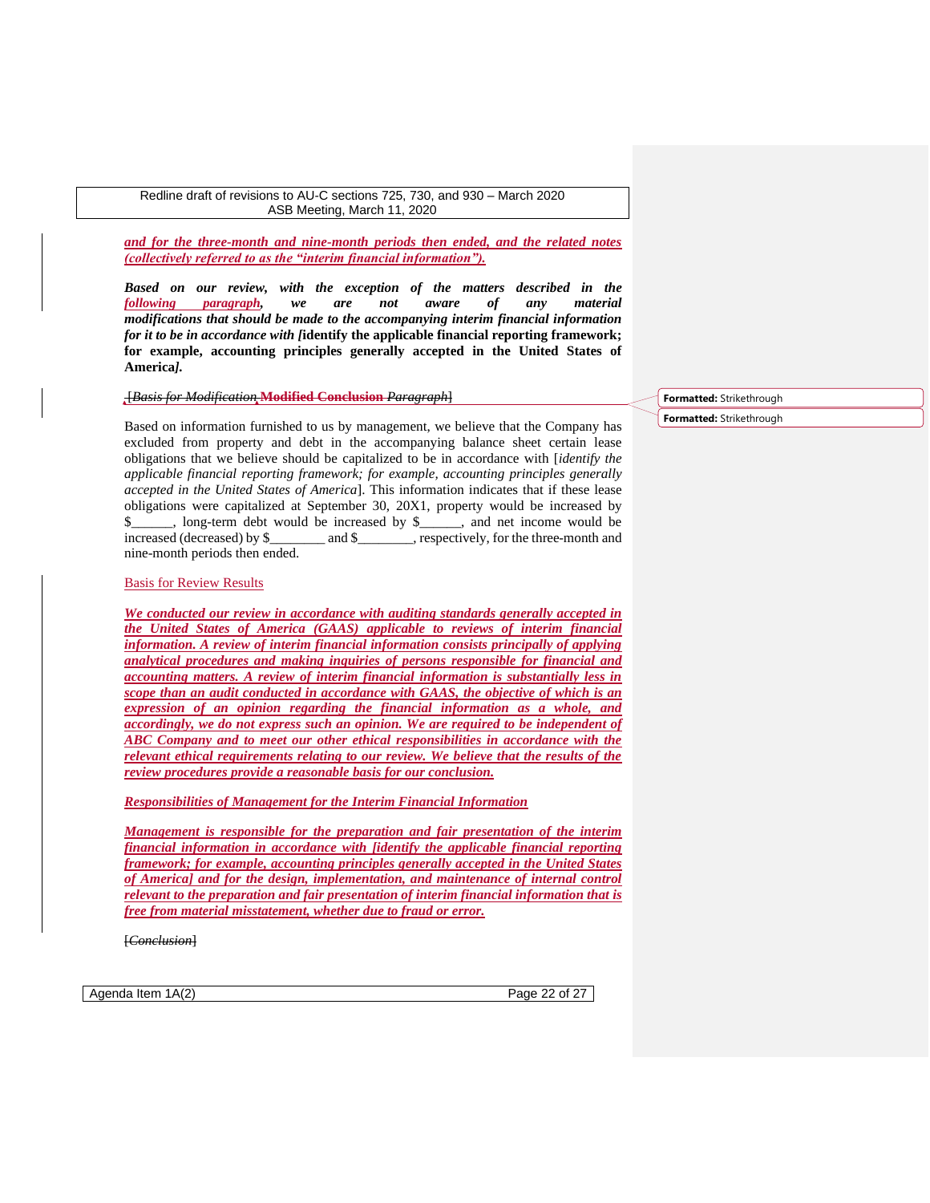***and for the three-month and nine-month periods then ended, and the related notes (collectively referred to as the "interim financial information").***

***Based on our review, with the exception of the matters described in the following paragraph, we are not aware of any material modifications that should be made to the accompanying interim financial information for it to be in accordance with [*****identify the applicable financial reporting framework; for example, accounting principles generally accepted in the United States of America*****].***

*[Basis for Modification* **Modified Conclusion** *Paragraph*]

Based on information furnished to us by management, we believe that the Company has excluded from property and debt in the accompanying balance sheet certain lease obligations that we believe should be capitalized to be in accordance with [*identify the applicable financial reporting framework; for example, accounting principles generally accepted in the United States of America*]. This information indicates that if these lease obligations were capitalized at September 30, 20X1, property would be increased by $______, long-term debt would be increased by $______, and net income would be increased (decreased) by $________ and $________, respectively, for the three-month and nine-month periods then ended.

Basis for Review Results

***We conducted our review in accordance with auditing standards generally accepted in the United States of America (GAAS) applicable to reviews of interim financial information. A review of interim financial information consists principally of applying analytical procedures and making inquiries of persons responsible for financial and accounting matters. A review of interim financial information is substantially less in scope than an audit conducted in accordance with GAAS, the objective of which is an expression of an opinion regarding the financial information as a whole, and accordingly, we do not express such an opinion. We are required to be independent of ABC Company and to meet our other ethical responsibilities in accordance with the relevant ethical requirements relating to our review. We believe that the results of the review procedures provide a reasonable basis for our conclusion.***

***Responsibilities of Management for the Interim Financial Information***

***Management is responsible for the preparation and fair presentation of the interim financial information in accordance with [identify the applicable financial reporting framework; for example, accounting principles generally accepted in the United States of America] and for the design, implementation, and maintenance of internal control relevant to the preparation and fair presentation of interim financial information that is free from material misstatement, whether due to fraud or error.***

[*Conclusion*]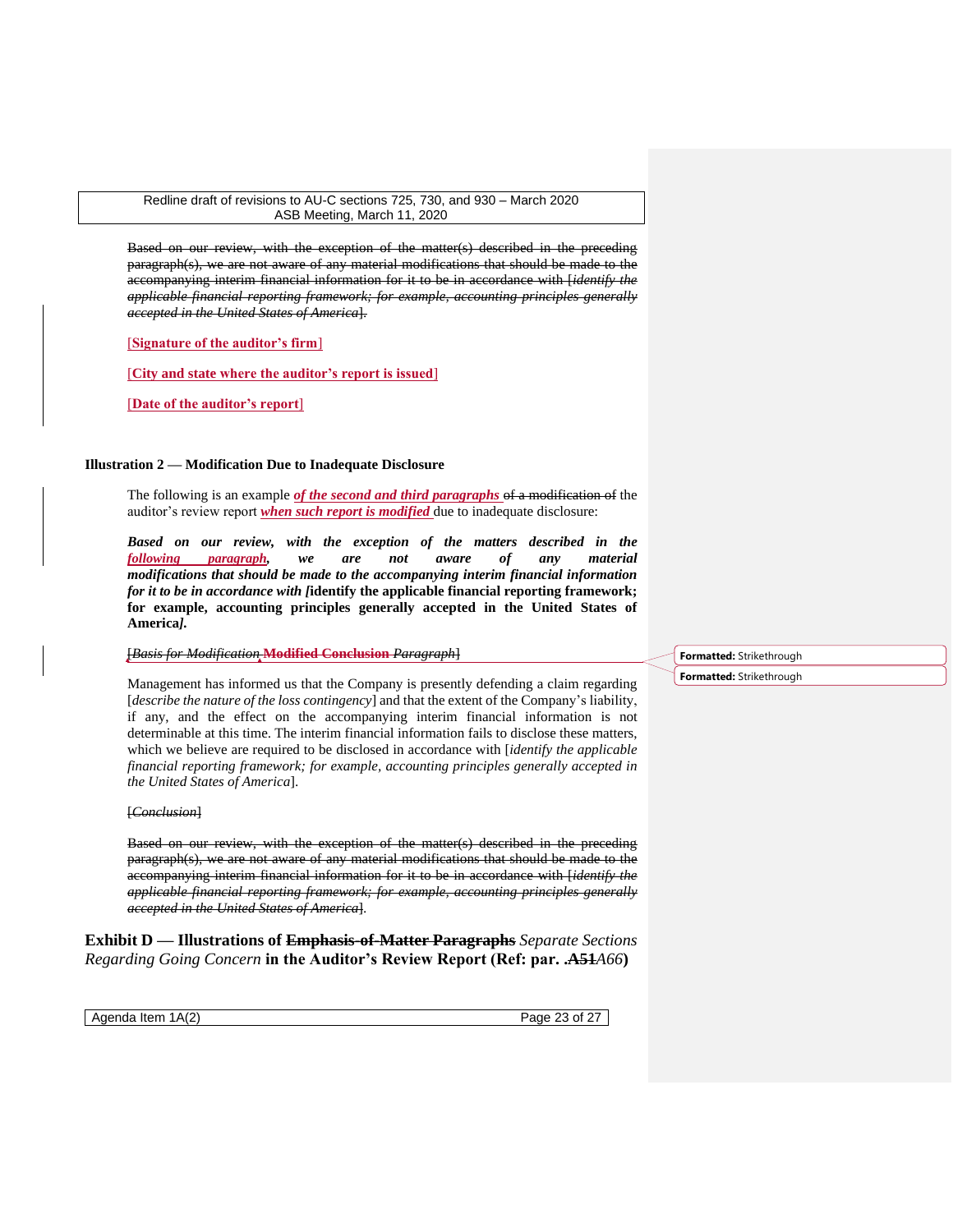~~Based on our review, with the exception of the matter(s) described in the preceding paragraph(s), we are not aware of any material modifications that should be made to the accompanying interim financial information for it to be in accordance with [*identify the applicable financial reporting framework; for example, accounting principles generally accepted in the United States of America*].~~

[**Signature of the auditor's firm**]

[**City and state where the auditor's report is issued**]

[**Date of the auditor's report**]

**Illustration 2 — Modification Due to Inadequate Disclosure**

The following is an example ***of the second and third paragraphs*** ~~of a modification of~~ the auditor's review report ***when such report is modified*** due to inadequate disclosure:

***Based on our review, with the exception of the matters described in the following paragraph, we are not aware of any material modifications that should be made to the accompanying interim financial information for it to be in accordance with [*identify the applicable financial reporting framework; for example, accounting principles generally accepted in the United States of America*].***

[*Basis for Modification* ~~**Modified Conclusion**~~ *Paragraph*]

Management has informed us that the Company is presently defending a claim regarding [*describe the nature of the loss contingency*] and that the extent of the Company's liability, if any, and the effect on the accompanying interim financial information is not determinable at this time. The interim financial information fails to disclose these matters, which we believe are required to be disclosed in accordance with [*identify the applicable financial reporting framework; for example, accounting principles generally accepted in the United States of America*].

~~[*Conclusion*]~~

~~Based on our review, with the exception of the matter(s) described in the preceding paragraph(s), we are not aware of any material modifications that should be made to the accompanying interim financial information for it to be in accordance with [*identify the applicable financial reporting framework; for example, accounting principles generally accepted in the United States of America*].~~

## Exhibit D — Illustrations of ~~Emphasis-of-Matter Paragraphs~~ *Separate Sections Regarding Going Concern* in the Auditor's Review Report (Ref: par. .~~A51~~*A66*)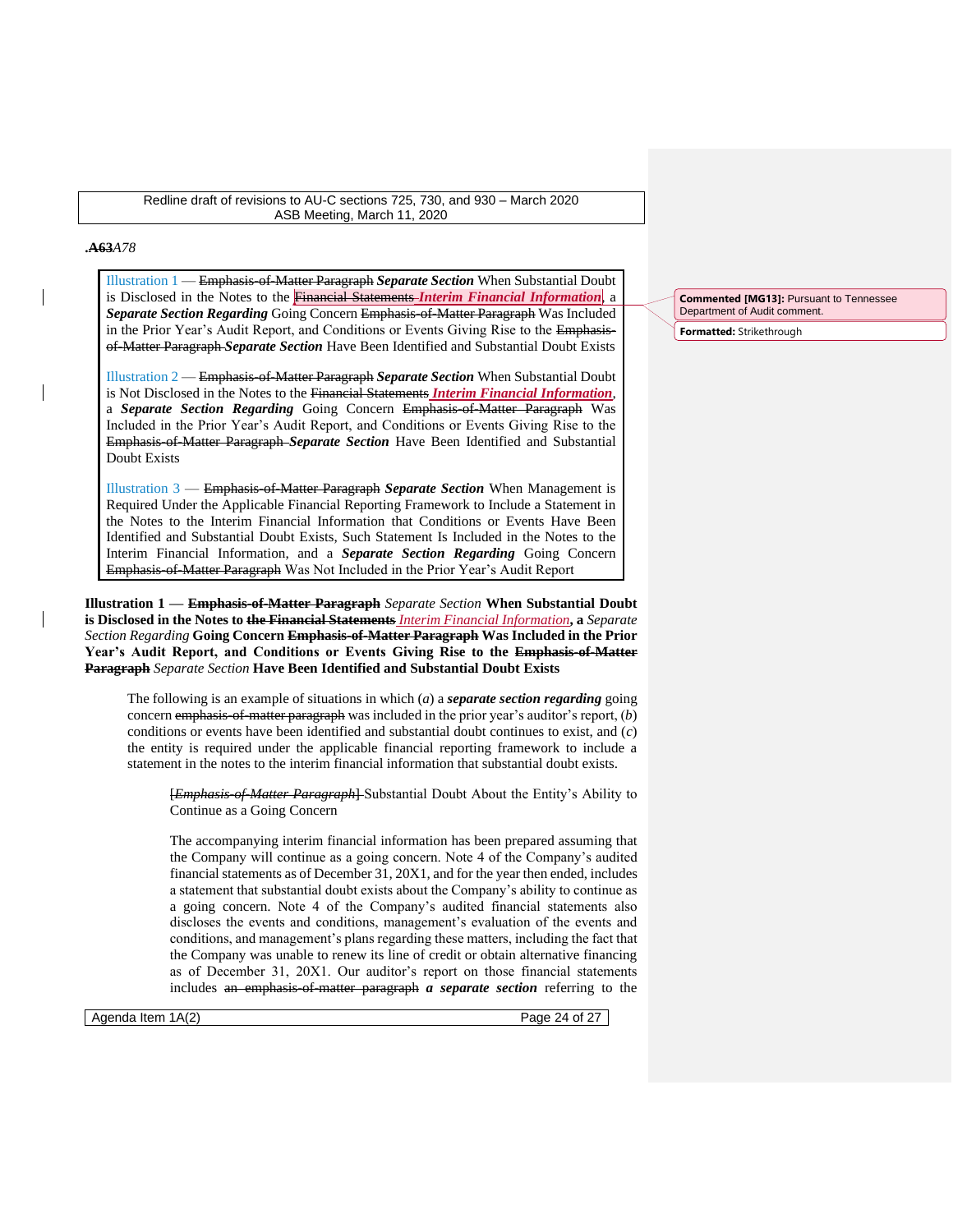**.~~A63~~***A78*

Illustration 1 — ~~Emphasis-of-Matter Paragraph~~ ***Separate Section*** When Substantial Doubt is Disclosed in the Notes to the ~~Financial Statements~~ ***Interim Financial Information***, a ***Separate Section Regarding*** Going Concern ~~Emphasis-of-Matter Paragraph~~ Was Included in the Prior Year's Audit Report, and Conditions or Events Giving Rise to the ~~Emphasis-of-Matter Paragraph~~ ***Separate Section*** Have Been Identified and Substantial Doubt Exists

Illustration 2 — ~~Emphasis-of-Matter Paragraph~~ ***Separate Section*** When Substantial Doubt is Not Disclosed in the Notes to the ~~Financial Statements~~ ***Interim Financial Information***, a ***Separate Section Regarding*** Going Concern ~~Emphasis-of-Matter Paragraph~~ Was Included in the Prior Year's Audit Report, and Conditions or Events Giving Rise to the ~~Emphasis-of-Matter Paragraph~~ ***Separate Section*** Have Been Identified and Substantial Doubt Exists

Illustration 3 — ~~Emphasis-of-Matter Paragraph~~ ***Separate Section*** When Management is Required Under the Applicable Financial Reporting Framework to Include a Statement in the Notes to the Interim Financial Information that Conditions or Events Have Been Identified and Substantial Doubt Exists, Such Statement Is Included in the Notes to the Interim Financial Information, and a ***Separate Section Regarding*** Going Concern ~~Emphasis-of-Matter Paragraph~~ Was Not Included in the Prior Year's Audit Report

**Illustration 1 — ~~Emphasis-of-Matter Paragraph~~** *Separate Section* **When Substantial Doubt is Disclosed in the Notes to ~~the Financial Statements~~** *Interim Financial Information*, **a** *Separate Section Regarding* **Going Concern ~~Emphasis-of-Matter Paragraph~~ Was Included in the Prior Year's Audit Report, and Conditions or Events Giving Rise to the ~~Emphasis-of-Matter Paragraph~~** *Separate Section* **Have Been Identified and Substantial Doubt Exists**

The following is an example of situations in which (*a*) a ***separate section regarding*** going concern ~~emphasis-of-matter paragraph~~ was included in the prior year's auditor's report, (*b*) conditions or events have been identified and substantial doubt continues to exist, and (*c*) the entity is required under the applicable financial reporting framework to include a statement in the notes to the interim financial information that substantial doubt exists.

~~[*Emphasis-of-Matter Paragraph*]~~ Substantial Doubt About the Entity's Ability to Continue as a Going Concern

The accompanying interim financial information has been prepared assuming that the Company will continue as a going concern. Note 4 of the Company's audited financial statements as of December 31, 20X1, and for the year then ended, includes a statement that substantial doubt exists about the Company's ability to continue as a going concern. Note 4 of the Company's audited financial statements also discloses the events and conditions, management's evaluation of the events and conditions, and management's plans regarding these matters, including the fact that the Company was unable to renew its line of credit or obtain alternative financing as of December 31, 20X1. Our auditor's report on those financial statements includes ~~an emphasis-of-matter paragraph~~ ***a separate section*** referring to the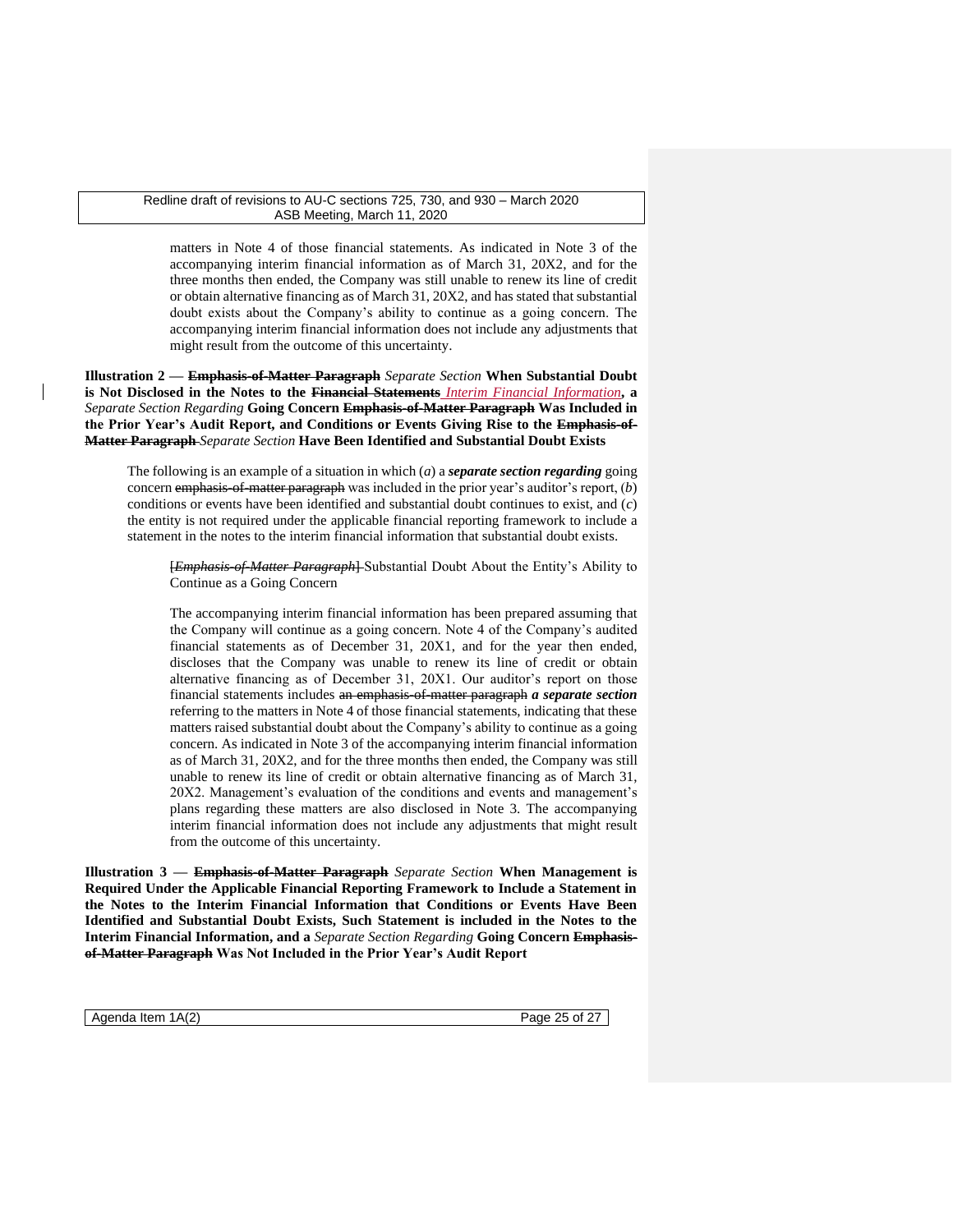matters in Note 4 of those financial statements. As indicated in Note 3 of the accompanying interim financial information as of March 31, 20X2, and for the three months then ended, the Company was still unable to renew its line of credit or obtain alternative financing as of March 31, 20X2, and has stated that substantial doubt exists about the Company's ability to continue as a going concern. The accompanying interim financial information does not include any adjustments that might result from the outcome of this uncertainty.

**Illustration 2 — ~~Emphasis-of-Matter Paragraph~~** *Separate Section* **When Substantial Doubt is Not Disclosed in the Notes to the ~~Financial Statements~~** *Interim Financial Information***, a** *Separate Section Regarding* **Going Concern ~~Emphasis-of-Matter Paragraph~~ Was Included in the Prior Year's Audit Report, and Conditions or Events Giving Rise to the ~~Emphasis-of-Matter Paragraph~~** *Separate Section* **Have Been Identified and Substantial Doubt Exists**

The following is an example of a situation in which (*a*) a ***separate section regarding*** going concern ~~emphasis-of-matter paragraph~~ was included in the prior year's auditor's report, (*b*) conditions or events have been identified and substantial doubt continues to exist, and (*c*) the entity is not required under the applicable financial reporting framework to include a statement in the notes to the interim financial information that substantial doubt exists.

> ~~[*Emphasis-of-Matter Paragraph*]~~ Substantial Doubt About the Entity's Ability to Continue as a Going Concern
>
> The accompanying interim financial information has been prepared assuming that the Company will continue as a going concern. Note 4 of the Company's audited financial statements as of December 31, 20X1, and for the year then ended, discloses that the Company was unable to renew its line of credit or obtain alternative financing as of December 31, 20X1. Our auditor's report on those financial statements includes ~~an emphasis-of-matter paragraph~~ ***a separate section*** referring to the matters in Note 4 of those financial statements, indicating that these matters raised substantial doubt about the Company's ability to continue as a going concern. As indicated in Note 3 of the accompanying interim financial information as of March 31, 20X2, and for the three months then ended, the Company was still unable to renew its line of credit or obtain alternative financing as of March 31, 20X2. Management's evaluation of the conditions and events and management's plans regarding these matters are also disclosed in Note 3. The accompanying interim financial information does not include any adjustments that might result from the outcome of this uncertainty.

**Illustration 3 — ~~Emphasis-of-Matter Paragraph~~** *Separate Section* **When Management is Required Under the Applicable Financial Reporting Framework to Include a Statement in the Notes to the Interim Financial Information that Conditions or Events Have Been Identified and Substantial Doubt Exists, Such Statement is included in the Notes to the Interim Financial Information, and a** *Separate Section Regarding* **Going Concern ~~Emphasis-of-Matter Paragraph~~ Was Not Included in the Prior Year's Audit Report**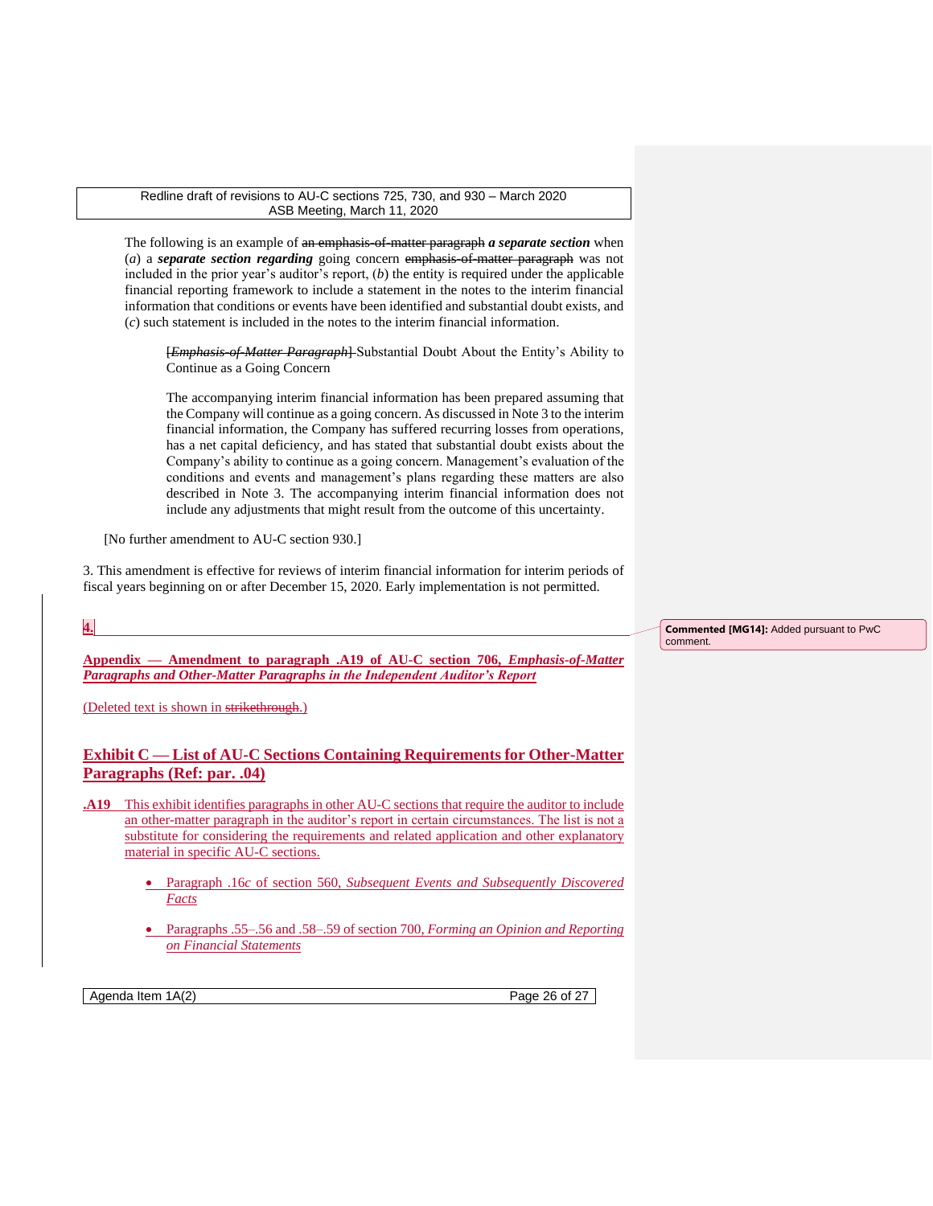The following is an example of ~~an emphasis-of-matter paragraph~~ ***a separate section*** when (*a*) a ***separate section regarding*** going concern ~~emphasis-of-matter paragraph~~ was not included in the prior year's auditor's report, (*b*) the entity is required under the applicable financial reporting framework to include a statement in the notes to the interim financial information that conditions or events have been identified and substantial doubt exists, and (*c*) such statement is included in the notes to the interim financial information.

> ~~[*Emphasis-of-Matter Paragraph*]~~ Substantial Doubt About the Entity's Ability to Continue as a Going Concern
>
> The accompanying interim financial information has been prepared assuming that the Company will continue as a going concern. As discussed in Note 3 to the interim financial information, the Company has suffered recurring losses from operations, has a net capital deficiency, and has stated that substantial doubt exists about the Company's ability to continue as a going concern. Management's evaluation of the conditions and events and management's plans regarding these matters are also described in Note 3. The accompanying interim financial information does not include any adjustments that might result from the outcome of this uncertainty.

[No further amendment to AU-C section 930.]

3. This amendment is effective for reviews of interim financial information for interim periods of fiscal years beginning on or after December 15, 2020. Early implementation is not permitted.

**4.**

**Appendix — Amendment to paragraph .A19 of AU-C section 706, *Emphasis-of-Matter Paragraphs and Other-Matter Paragraphs in the Independent Auditor's Report***

Commented [MG14]: Added pursuant to PwC comment.

(Deleted text is shown in ~~strikethrough.~~)

## Exhibit C — List of AU-C Sections Containing Requirements for Other-Matter Paragraphs (Ref: par. .04)

**.A19** This exhibit identifies paragraphs in other AU-C sections that require the auditor to include an other-matter paragraph in the auditor's report in certain circumstances. The list is not a substitute for considering the requirements and related application and other explanatory material in specific AU-C sections.

- Paragraph .16*c* of section 560, *Subsequent Events and Subsequently Discovered Facts*
- Paragraphs .55–.56 and .58–.59 of section 700, *Forming an Opinion and Reporting on Financial Statements*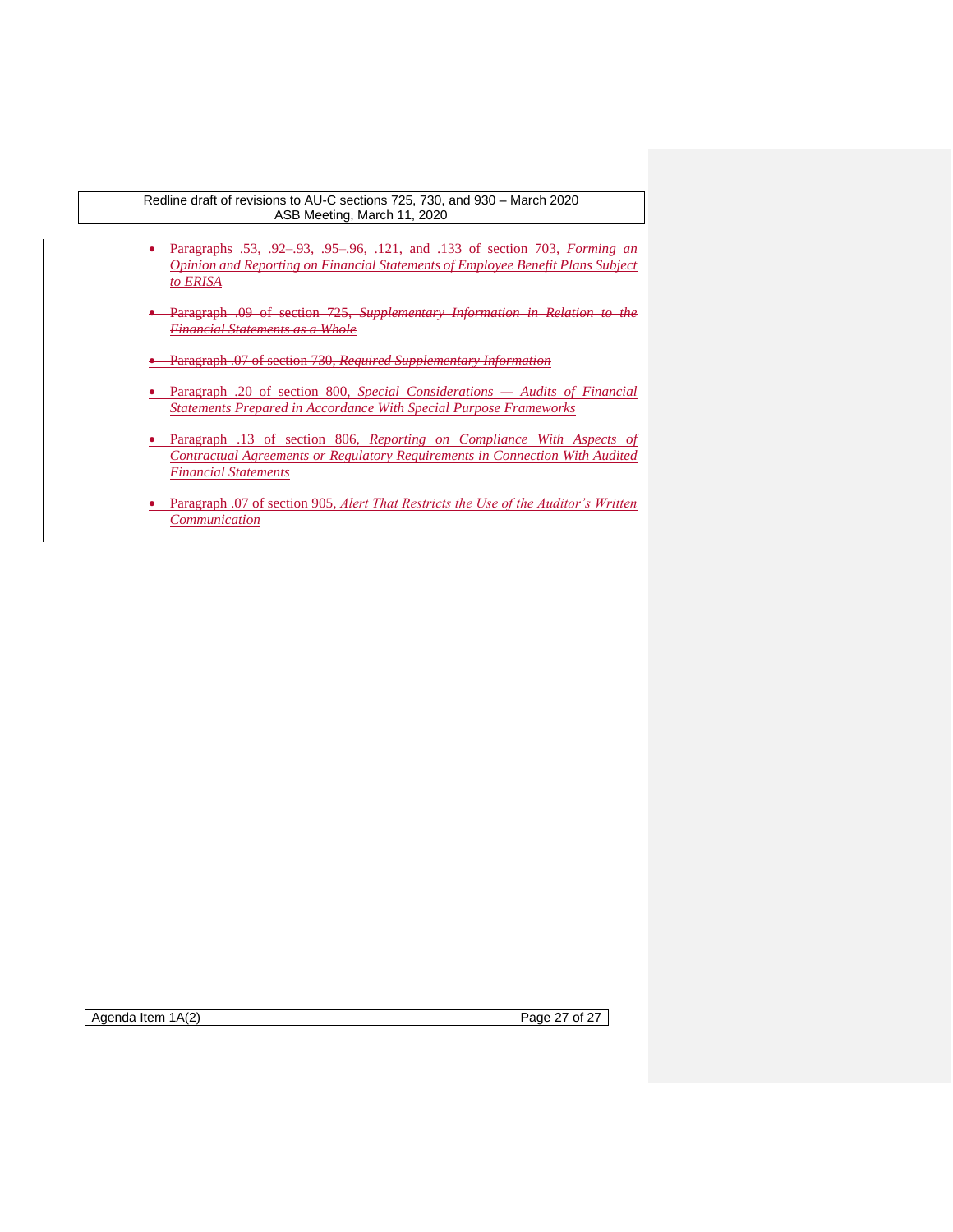- Paragraphs .53, .92–.93, .95–.96, .121, and .133 of section 703, *Forming an Opinion and Reporting on Financial Statements of Employee Benefit Plans Subject to ERISA*

- ~~Paragraph .09 of section 725, *Supplementary Information in Relation to the Financial Statements as a Whole*~~

- ~~Paragraph .07 of section 730, *Required Supplementary Information*~~

- Paragraph .20 of section 800, *Special Considerations — Audits of Financial Statements Prepared in Accordance With Special Purpose Frameworks*

- Paragraph .13 of section 806, *Reporting on Compliance With Aspects of Contractual Agreements or Regulatory Requirements in Connection With Audited Financial Statements*

- Paragraph .07 of section 905, *Alert That Restricts the Use of the Auditor's Written Communication*